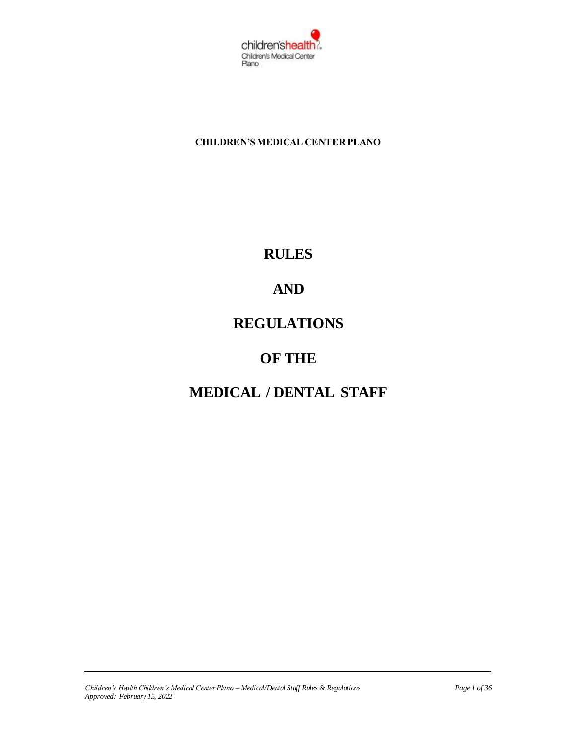**CHILDREN'S MEDICAL CENTER PLANO**

# RULES

# AND

# REGULATIONS

# OF THE

# MEDICAL / DENTAL STAFF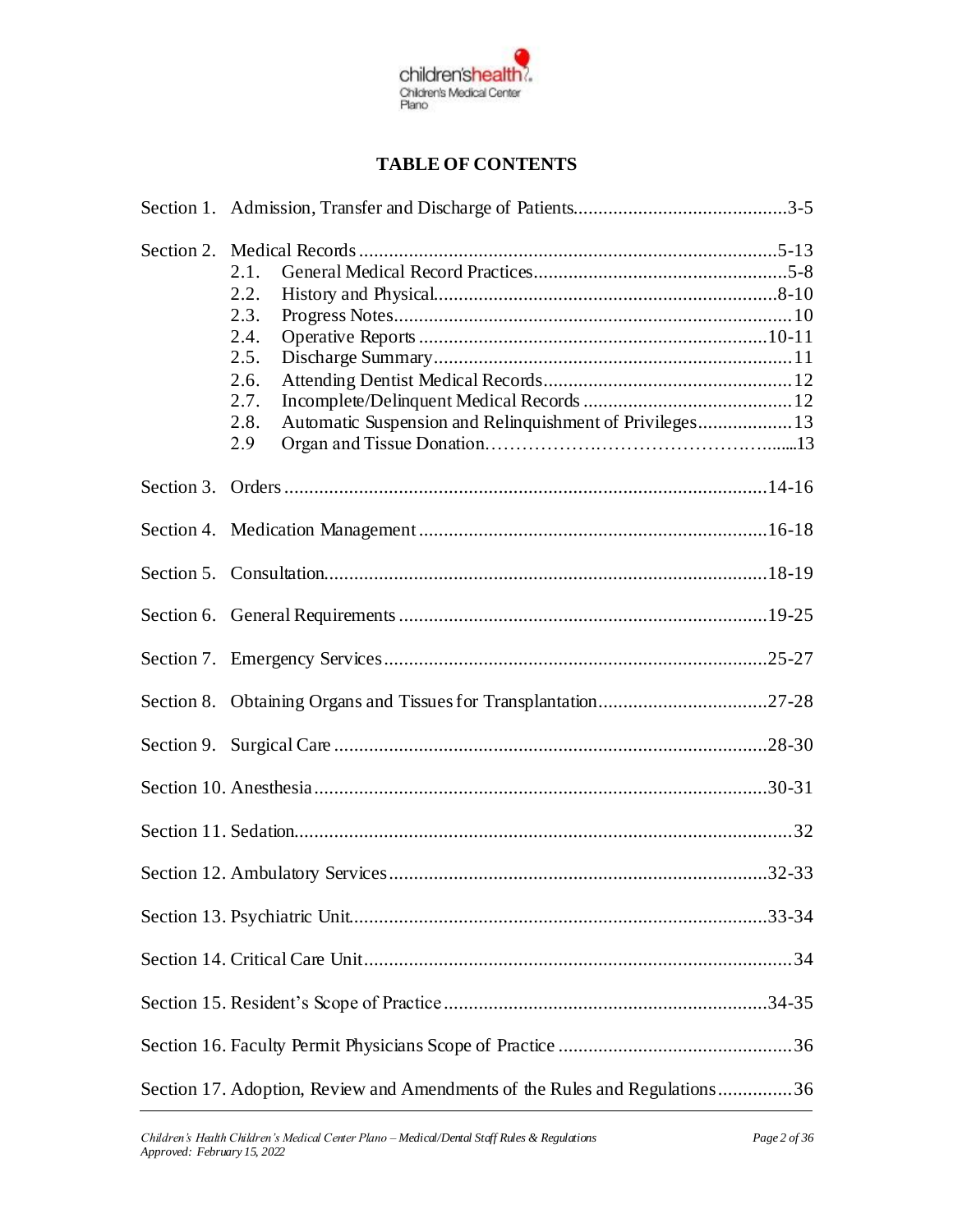# TABLE OF CONTENTS

Section 1. Admission, Transfer and Discharge of Patients...........................................3-5

Section 2. Medical Records ....................................................................................5-13
- 2.1. General Medical Record Practices...................................................5-8
- 2.2. History and Physical.....................................................................8-10
- 2.3. Progress Notes...............................................................................10
- 2.4. Operative Reports ......................................................................10-11
- 2.5. Discharge Summary.......................................................................11
- 2.6. Attending Dentist Medical Records.................................................12
- 2.7. Incomplete/Delinquent Medical Records ..........................................12
- 2.8. Automatic Suspension and Relinquishment of Privileges...................13
- 2.9 Organ and Tissue Donation…………………………………….….....13

Section 3. Orders ..................................................................................................14-16

Section 4. Medication Management ......................................................................16-18

Section 5. Consultation.........................................................................................18-19

Section 6. General Requirements ..........................................................................19-25

Section 7. Emergency Services.............................................................................25-27

Section 8. Obtaining Organs and Tissues for Transplantation..................................27-28

Section 9. Surgical Care .......................................................................................28-30

Section 10. Anesthesia...........................................................................................30-31

Section 11. Sedation...................................................................................................32

Section 12. Ambulatory Services............................................................................32-33

Section 13. Psychiatric Unit...................................................................................33-34

Section 14. Critical Care Unit.....................................................................................34

Section 15. Resident's Scope of Practice.................................................................34-35

Section 16. Faculty Permit Physicians Scope of Practice ...............................................36

Section 17. Adoption, Review and Amendments of the Rules and Regulations...............36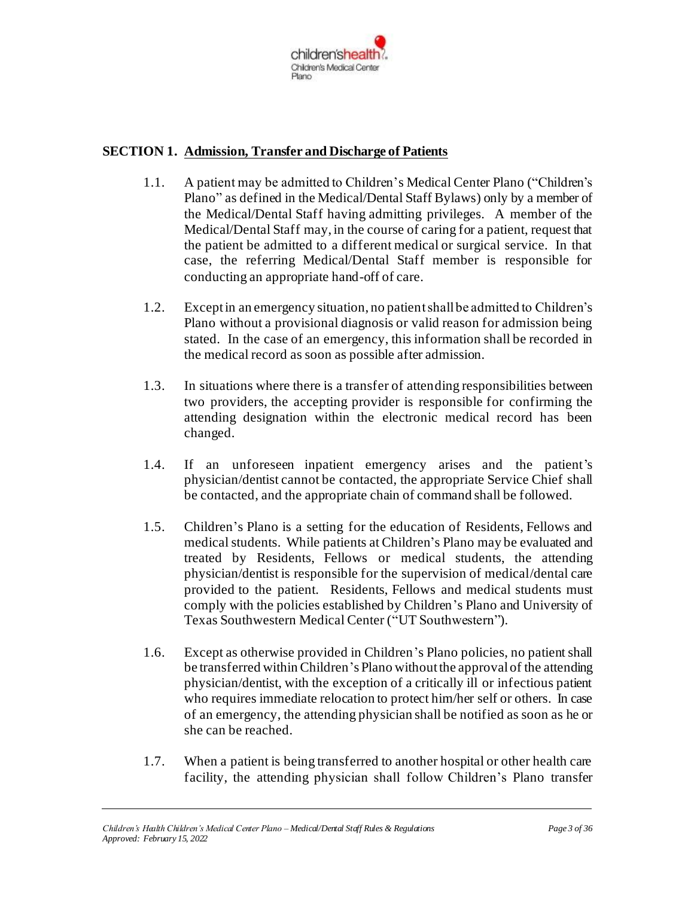## SECTION 1. Admission, Transfer and Discharge of Patients

1.1. A patient may be admitted to Children's Medical Center Plano ("Children's Plano" as defined in the Medical/Dental Staff Bylaws) only by a member of the Medical/Dental Staff having admitting privileges. A member of the Medical/Dental Staff may, in the course of caring for a patient, request that the patient be admitted to a different medical or surgical service. In that case, the referring Medical/Dental Staff member is responsible for conducting an appropriate hand-off of care.

1.2. Except in an emergency situation, no patient shall be admitted to Children's Plano without a provisional diagnosis or valid reason for admission being stated. In the case of an emergency, this information shall be recorded in the medical record as soon as possible after admission.

1.3. In situations where there is a transfer of attending responsibilities between two providers, the accepting provider is responsible for confirming the attending designation within the electronic medical record has been changed.

1.4. If an unforeseen inpatient emergency arises and the patient's physician/dentist cannot be contacted, the appropriate Service Chief shall be contacted, and the appropriate chain of command shall be followed.

1.5. Children's Plano is a setting for the education of Residents, Fellows and medical students. While patients at Children's Plano may be evaluated and treated by Residents, Fellows or medical students, the attending physician/dentist is responsible for the supervision of medical/dental care provided to the patient. Residents, Fellows and medical students must comply with the policies established by Children's Plano and University of Texas Southwestern Medical Center ("UT Southwestern").

1.6. Except as otherwise provided in Children's Plano policies, no patient shall be transferred within Children's Plano without the approval of the attending physician/dentist, with the exception of a critically ill or infectious patient who requires immediate relocation to protect him/her self or others. In case of an emergency, the attending physician shall be notified as soon as he or she can be reached.

1.7. When a patient is being transferred to another hospital or other health care facility, the attending physician shall follow Children's Plano transfer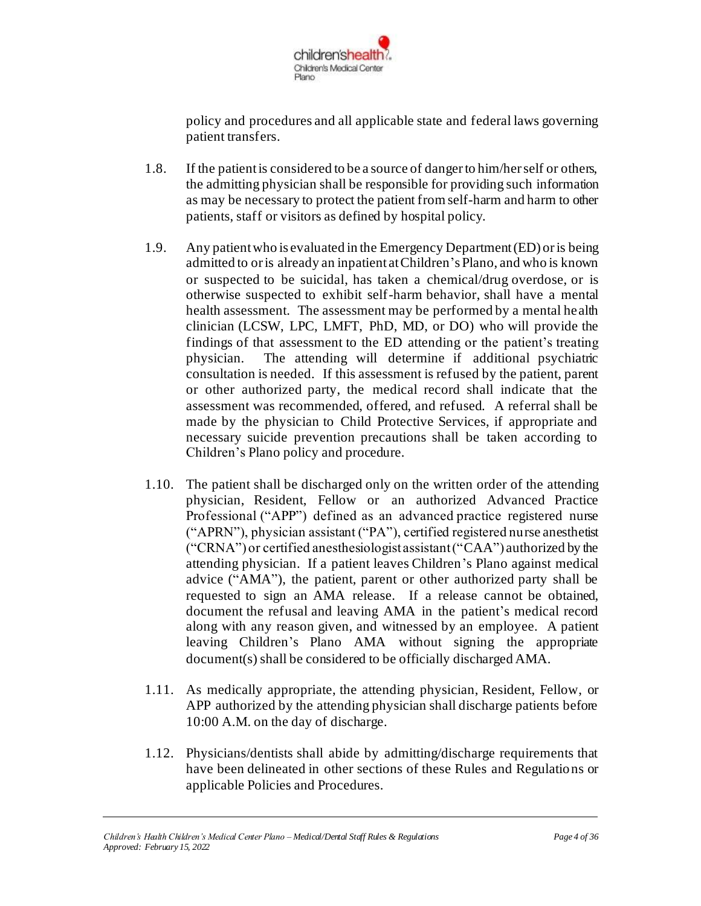policy and procedures and all applicable state and federal laws governing patient transfers.

1.8. If the patient is considered to be a source of danger to him/her self or others, the admitting physician shall be responsible for providing such information as may be necessary to protect the patient from self-harm and harm to other patients, staff or visitors as defined by hospital policy.

1.9. Any patient who is evaluated in the Emergency Department (ED) or is being admitted to or is already an inpatient at Children's Plano, and who is known or suspected to be suicidal, has taken a chemical/drug overdose, or is otherwise suspected to exhibit self-harm behavior, shall have a mental health assessment. The assessment may be performed by a mental health clinician (LCSW, LPC, LMFT, PhD, MD, or DO) who will provide the findings of that assessment to the ED attending or the patient's treating physician. The attending will determine if additional psychiatric consultation is needed. If this assessment is refused by the patient, parent or other authorized party, the medical record shall indicate that the assessment was recommended, offered, and refused. A referral shall be made by the physician to Child Protective Services, if appropriate and necessary suicide prevention precautions shall be taken according to Children's Plano policy and procedure.

1.10. The patient shall be discharged only on the written order of the attending physician, Resident, Fellow or an authorized Advanced Practice Professional ("APP") defined as an advanced practice registered nurse ("APRN"), physician assistant ("PA"), certified registered nurse anesthetist ("CRNA") or certified anesthesiologist assistant ("CAA") authorized by the attending physician. If a patient leaves Children's Plano against medical advice ("AMA"), the patient, parent or other authorized party shall be requested to sign an AMA release. If a release cannot be obtained, document the refusal and leaving AMA in the patient's medical record along with any reason given, and witnessed by an employee. A patient leaving Children's Plano AMA without signing the appropriate document(s) shall be considered to be officially discharged AMA.

1.11. As medically appropriate, the attending physician, Resident, Fellow, or APP authorized by the attending physician shall discharge patients before 10:00 A.M. on the day of discharge.

1.12. Physicians/dentists shall abide by admitting/discharge requirements that have been delineated in other sections of these Rules and Regulations or applicable Policies and Procedures.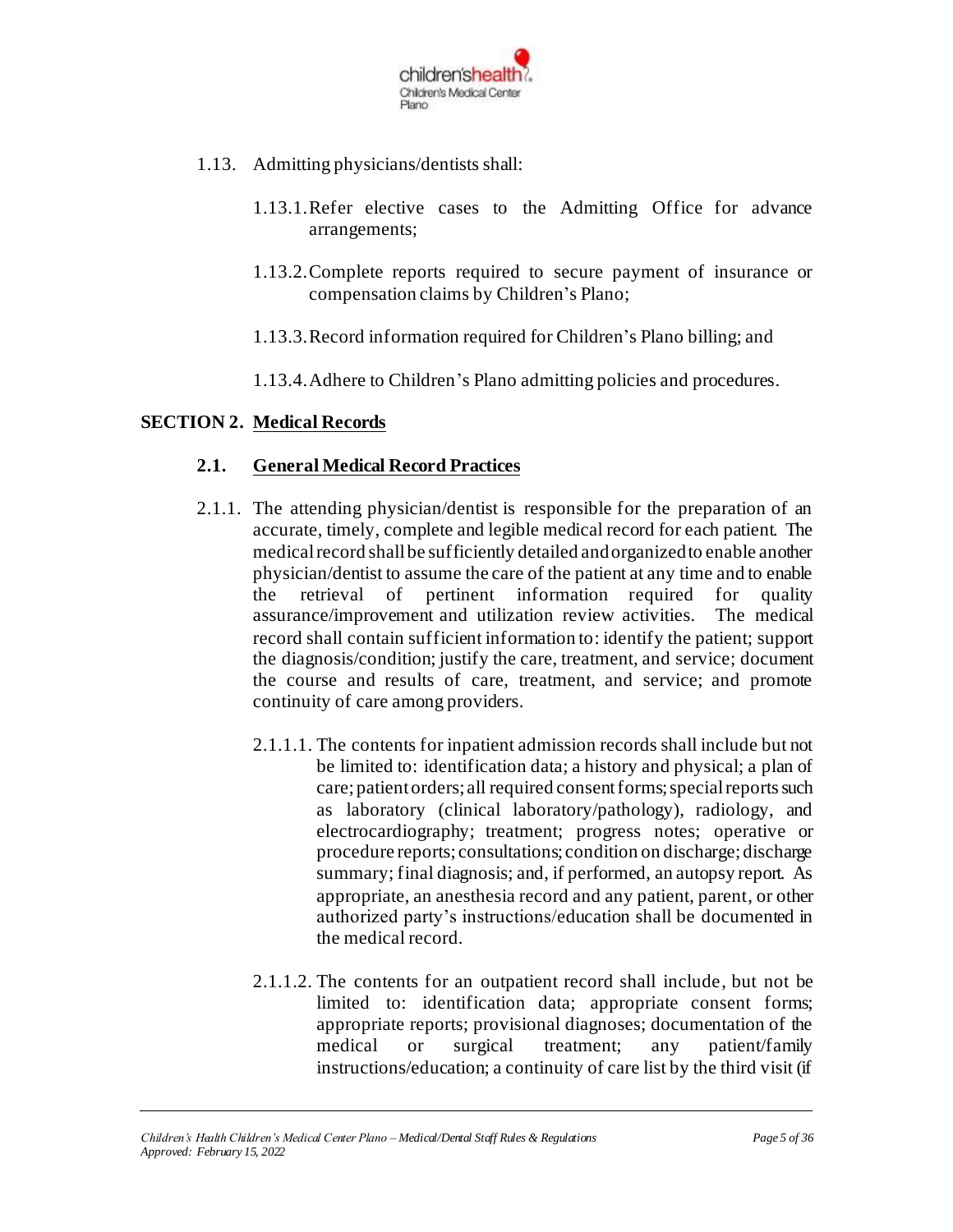1.13. Admitting physicians/dentists shall:

1.13.1. Refer elective cases to the Admitting Office for advance arrangements;

1.13.2. Complete reports required to secure payment of insurance or compensation claims by Children's Plano;

1.13.3. Record information required for Children's Plano billing; and

1.13.4. Adhere to Children's Plano admitting policies and procedures.

## SECTION 2. Medical Records

### 2.1. General Medical Record Practices

2.1.1. The attending physician/dentist is responsible for the preparation of an accurate, timely, complete and legible medical record for each patient. The medical record shall be sufficiently detailed and organized to enable another physician/dentist to assume the care of the patient at any time and to enable the retrieval of pertinent information required for quality assurance/improvement and utilization review activities. The medical record shall contain sufficient information to: identify the patient; support the diagnosis/condition; justify the care, treatment, and service; document the course and results of care, treatment, and service; and promote continuity of care among providers.

2.1.1.1. The contents for inpatient admission records shall include but not be limited to: identification data; a history and physical; a plan of care; patient orders; all required consent forms; special reports such as laboratory (clinical laboratory/pathology), radiology, and electrocardiography; treatment; progress notes; operative or procedure reports; consultations; condition on discharge; discharge summary; final diagnosis; and, if performed, an autopsy report. As appropriate, an anesthesia record and any patient, parent, or other authorized party's instructions/education shall be documented in the medical record.

2.1.1.2. The contents for an outpatient record shall include, but not be limited to: identification data; appropriate consent forms; appropriate reports; provisional diagnoses; documentation of the medical or surgical treatment; any patient/family instructions/education; a continuity of care list by the third visit (if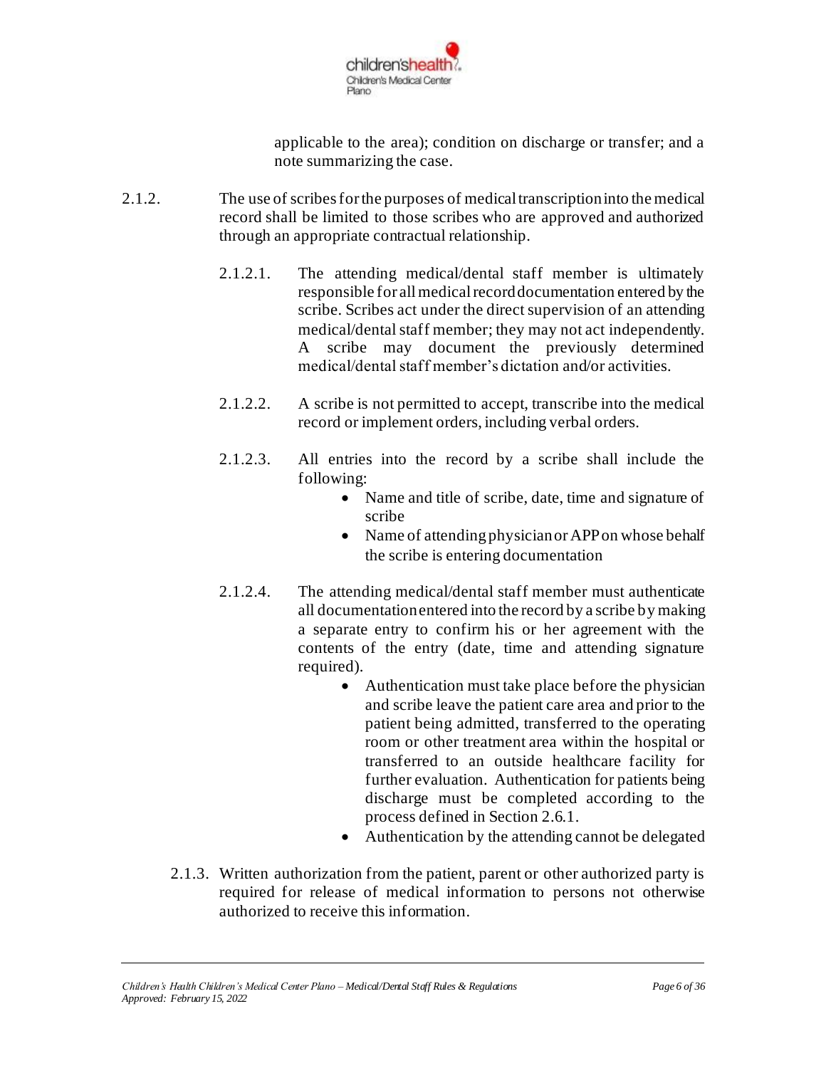applicable to the area); condition on discharge or transfer; and a note summarizing the case.

2.1.2. The use of scribes for the purposes of medical transcription into the medical record shall be limited to those scribes who are approved and authorized through an appropriate contractual relationship.

2.1.2.1. The attending medical/dental staff member is ultimately responsible for all medical record documentation entered by the scribe. Scribes act under the direct supervision of an attending medical/dental staff member; they may not act independently. A scribe may document the previously determined medical/dental staff member's dictation and/or activities.

2.1.2.2. A scribe is not permitted to accept, transcribe into the medical record or implement orders, including verbal orders.

2.1.2.3. All entries into the record by a scribe shall include the following:

- Name and title of scribe, date, time and signature of scribe
- Name of attending physician or APP on whose behalf the scribe is entering documentation

2.1.2.4. The attending medical/dental staff member must authenticate all documentation entered into the record by a scribe by making a separate entry to confirm his or her agreement with the contents of the entry (date, time and attending signature required).

- Authentication must take place before the physician and scribe leave the patient care area and prior to the patient being admitted, transferred to the operating room or other treatment area within the hospital or transferred to an outside healthcare facility for further evaluation. Authentication for patients being discharge must be completed according to the process defined in Section 2.6.1.
- Authentication by the attending cannot be delegated

2.1.3. Written authorization from the patient, parent or other authorized party is required for release of medical information to persons not otherwise authorized to receive this information.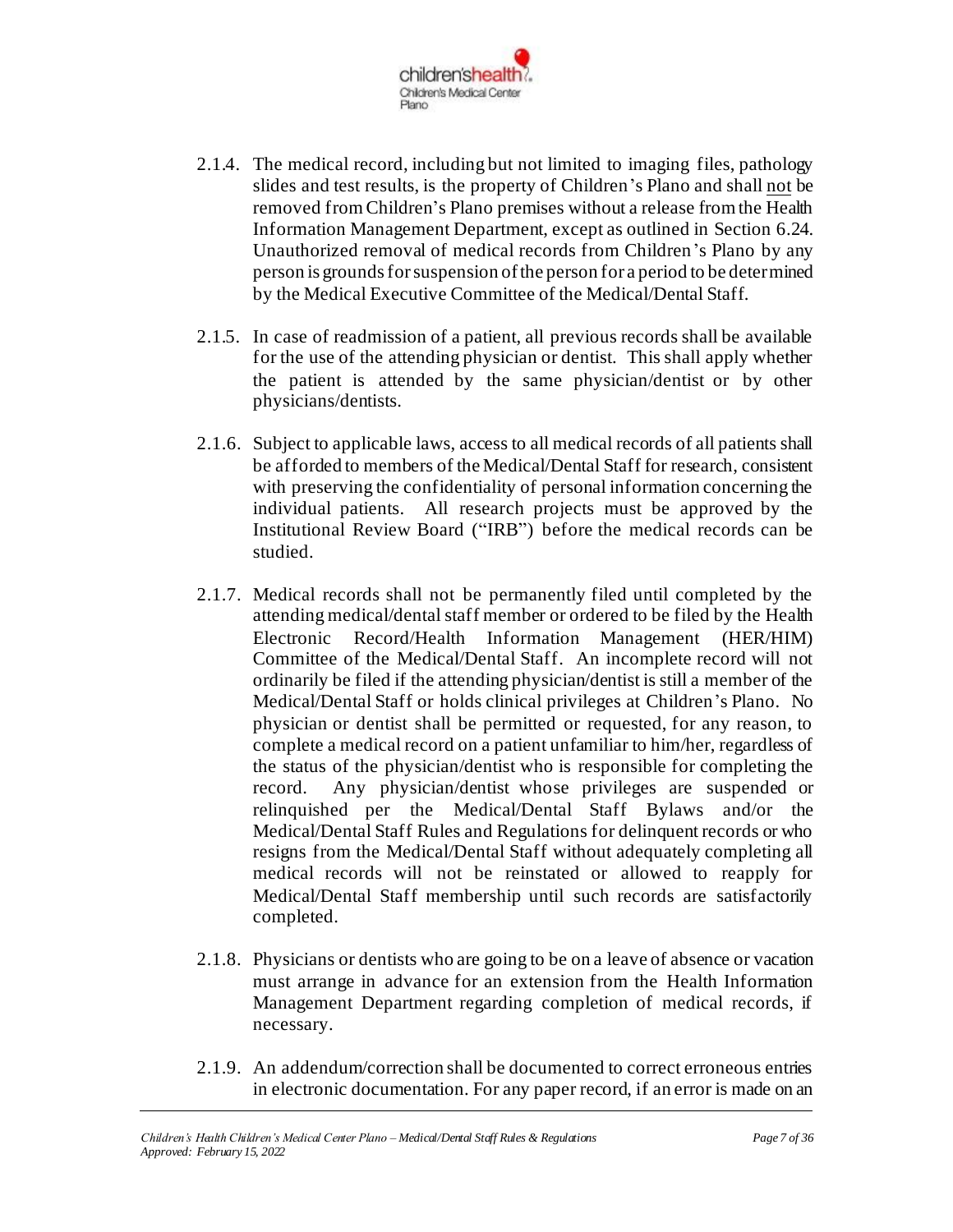2.1.4. The medical record, including but not limited to imaging files, pathology slides and test results, is the property of Children's Plano and shall not be removed from Children's Plano premises without a release from the Health Information Management Department, except as outlined in Section 6.24. Unauthorized removal of medical records from Children's Plano by any person is grounds for suspension of the person for a period to be determined by the Medical Executive Committee of the Medical/Dental Staff.

2.1.5. In case of readmission of a patient, all previous records shall be available for the use of the attending physician or dentist. This shall apply whether the patient is attended by the same physician/dentist or by other physicians/dentists.

2.1.6. Subject to applicable laws, access to all medical records of all patients shall be afforded to members of the Medical/Dental Staff for research, consistent with preserving the confidentiality of personal information concerning the individual patients. All research projects must be approved by the Institutional Review Board ("IRB") before the medical records can be studied.

2.1.7. Medical records shall not be permanently filed until completed by the attending medical/dental staff member or ordered to be filed by the Health Electronic Record/Health Information Management (HER/HIM) Committee of the Medical/Dental Staff. An incomplete record will not ordinarily be filed if the attending physician/dentist is still a member of the Medical/Dental Staff or holds clinical privileges at Children's Plano. No physician or dentist shall be permitted or requested, for any reason, to complete a medical record on a patient unfamiliar to him/her, regardless of the status of the physician/dentist who is responsible for completing the record. Any physician/dentist whose privileges are suspended or relinquished per the Medical/Dental Staff Bylaws and/or the Medical/Dental Staff Rules and Regulations for delinquent records or who resigns from the Medical/Dental Staff without adequately completing all medical records will not be reinstated or allowed to reapply for Medical/Dental Staff membership until such records are satisfactorily completed.

2.1.8. Physicians or dentists who are going to be on a leave of absence or vacation must arrange in advance for an extension from the Health Information Management Department regarding completion of medical records, if necessary.

2.1.9. An addendum/correction shall be documented to correct erroneous entries in electronic documentation. For any paper record, if an error is made on an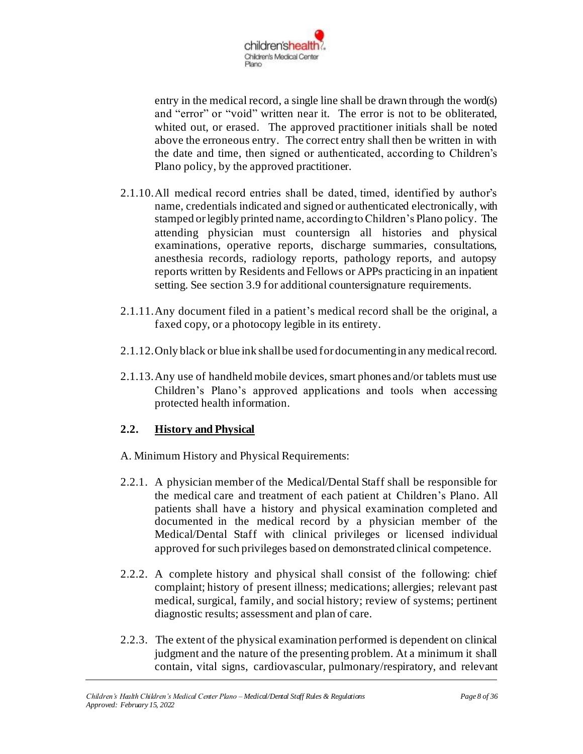entry in the medical record, a single line shall be drawn through the word(s) and "error" or "void" written near it. The error is not to be obliterated, whited out, or erased. The approved practitioner initials shall be noted above the erroneous entry. The correct entry shall then be written in with the date and time, then signed or authenticated, according to Children's Plano policy, by the approved practitioner.

2.1.10. All medical record entries shall be dated, timed, identified by author's name, credentials indicated and signed or authenticated electronically, with stamped or legibly printed name, according to Children's Plano policy. The attending physician must countersign all histories and physical examinations, operative reports, discharge summaries, consultations, anesthesia records, radiology reports, pathology reports, and autopsy reports written by Residents and Fellows or APPs practicing in an inpatient setting. See section 3.9 for additional countersignature requirements.

2.1.11. Any document filed in a patient's medical record shall be the original, a faxed copy, or a photocopy legible in its entirety.

2.1.12. Only black or blue ink shall be used for documenting in any medical record.

2.1.13. Any use of handheld mobile devices, smart phones and/or tablets must use Children's Plano's approved applications and tools when accessing protected health information.

## 2.2. History and Physical

A. Minimum History and Physical Requirements:

2.2.1. A physician member of the Medical/Dental Staff shall be responsible for the medical care and treatment of each patient at Children's Plano. All patients shall have a history and physical examination completed and documented in the medical record by a physician member of the Medical/Dental Staff with clinical privileges or licensed individual approved for such privileges based on demonstrated clinical competence.

2.2.2. A complete history and physical shall consist of the following: chief complaint; history of present illness; medications; allergies; relevant past medical, surgical, family, and social history; review of systems; pertinent diagnostic results; assessment and plan of care.

2.2.3. The extent of the physical examination performed is dependent on clinical judgment and the nature of the presenting problem. At a minimum it shall contain, vital signs, cardiovascular, pulmonary/respiratory, and relevant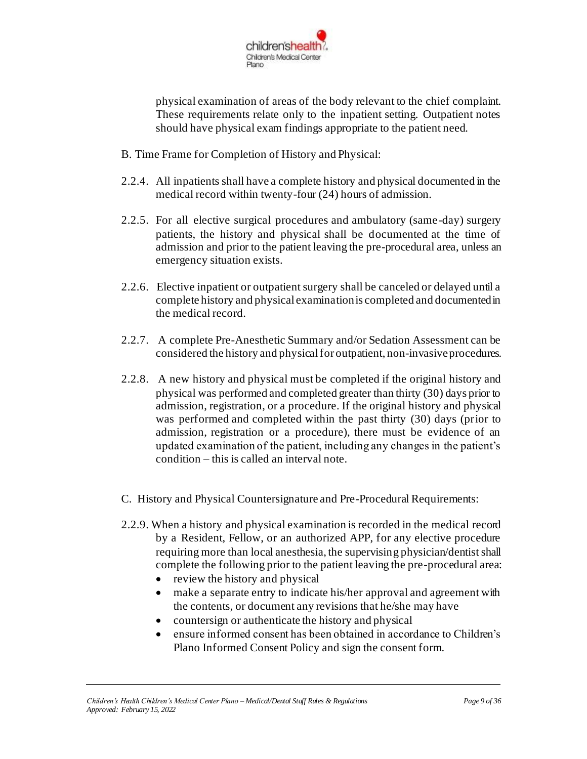physical examination of areas of the body relevant to the chief complaint. These requirements relate only to the inpatient setting. Outpatient notes should have physical exam findings appropriate to the patient need.

B. Time Frame for Completion of History and Physical:

2.2.4. All inpatients shall have a complete history and physical documented in the medical record within twenty-four (24) hours of admission.

2.2.5. For all elective surgical procedures and ambulatory (same-day) surgery patients, the history and physical shall be documented at the time of admission and prior to the patient leaving the pre-procedural area, unless an emergency situation exists.

2.2.6. Elective inpatient or outpatient surgery shall be canceled or delayed until a complete history and physical examination is completed and documented in the medical record.

2.2.7. A complete Pre-Anesthetic Summary and/or Sedation Assessment can be considered the history and physical for outpatient, non-invasive procedures.

2.2.8. A new history and physical must be completed if the original history and physical was performed and completed greater than thirty (30) days prior to admission, registration, or a procedure. If the original history and physical was performed and completed within the past thirty (30) days (prior to admission, registration or a procedure), there must be evidence of an updated examination of the patient, including any changes in the patient's condition – this is called an interval note.

C. History and Physical Countersignature and Pre-Procedural Requirements:

2.2.9. When a history and physical examination is recorded in the medical record by a Resident, Fellow, or an authorized APP, for any elective procedure requiring more than local anesthesia, the supervising physician/dentist shall complete the following prior to the patient leaving the pre-procedural area:

- review the history and physical
- make a separate entry to indicate his/her approval and agreement with the contents, or document any revisions that he/she may have
- countersign or authenticate the history and physical
- ensure informed consent has been obtained in accordance to Children's Plano Informed Consent Policy and sign the consent form.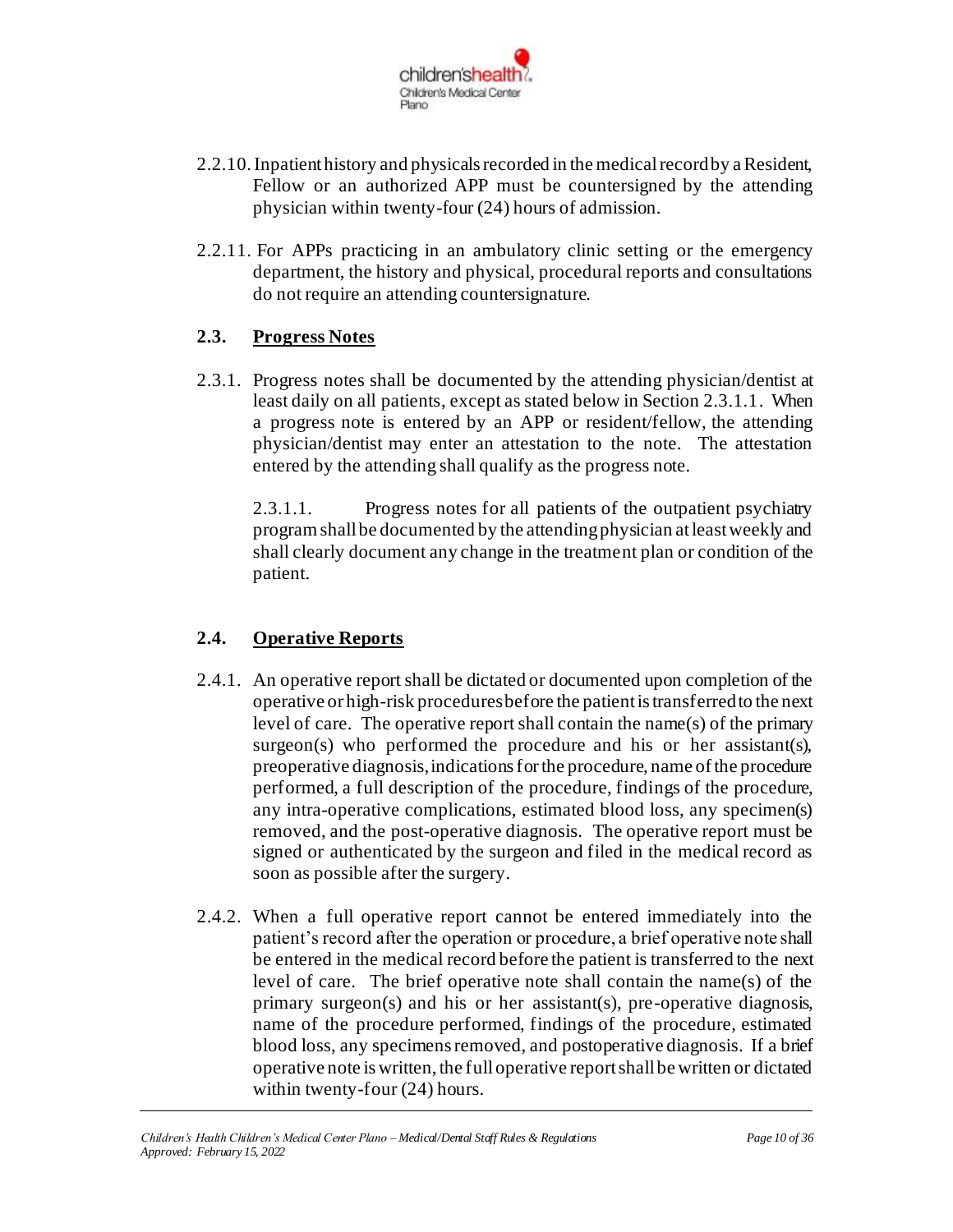2.2.10. Inpatient history and physicals recorded in the medical record by a Resident, Fellow or an authorized APP must be countersigned by the attending physician within twenty-four (24) hours of admission.

2.2.11. For APPs practicing in an ambulatory clinic setting or the emergency department, the history and physical, procedural reports and consultations do not require an attending countersignature.

## 2.3. Progress Notes

2.3.1. Progress notes shall be documented by the attending physician/dentist at least daily on all patients, except as stated below in Section 2.3.1.1. When a progress note is entered by an APP or resident/fellow, the attending physician/dentist may enter an attestation to the note. The attestation entered by the attending shall qualify as the progress note.

2.3.1.1. Progress notes for all patients of the outpatient psychiatry program shall be documented by the attending physician at least weekly and shall clearly document any change in the treatment plan or condition of the patient.

## 2.4. Operative Reports

2.4.1. An operative report shall be dictated or documented upon completion of the operative or high-risk procedures before the patient is transferred to the next level of care. The operative report shall contain the name(s) of the primary surgeon(s) who performed the procedure and his or her assistant(s), preoperative diagnosis, indications for the procedure, name of the procedure performed, a full description of the procedure, findings of the procedure, any intra-operative complications, estimated blood loss, any specimen(s) removed, and the post-operative diagnosis. The operative report must be signed or authenticated by the surgeon and filed in the medical record as soon as possible after the surgery.

2.4.2. When a full operative report cannot be entered immediately into the patient's record after the operation or procedure, a brief operative note shall be entered in the medical record before the patient is transferred to the next level of care. The brief operative note shall contain the name(s) of the primary surgeon(s) and his or her assistant(s), pre-operative diagnosis, name of the procedure performed, findings of the procedure, estimated blood loss, any specimens removed, and postoperative diagnosis. If a brief operative note is written, the full operative report shall be written or dictated within twenty-four (24) hours.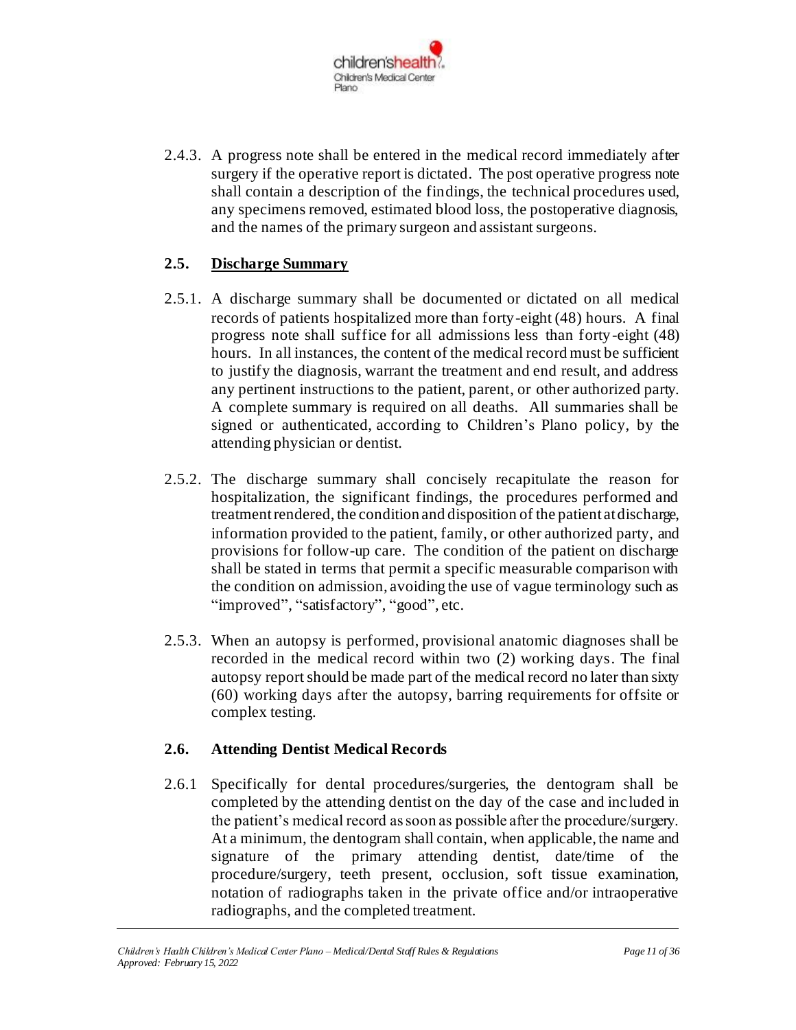2.4.3. A progress note shall be entered in the medical record immediately after surgery if the operative report is dictated. The post operative progress note shall contain a description of the findings, the technical procedures used, any specimens removed, estimated blood loss, the postoperative diagnosis, and the names of the primary surgeon and assistant surgeons.

### 2.5. <u>Discharge Summary</u>

2.5.1. A discharge summary shall be documented or dictated on all medical records of patients hospitalized more than forty-eight (48) hours. A final progress note shall suffice for all admissions less than forty-eight (48) hours. In all instances, the content of the medical record must be sufficient to justify the diagnosis, warrant the treatment and end result, and address any pertinent instructions to the patient, parent, or other authorized party. A complete summary is required on all deaths. All summaries shall be signed or authenticated, according to Children's Plano policy, by the attending physician or dentist.

2.5.2. The discharge summary shall concisely recapitulate the reason for hospitalization, the significant findings, the procedures performed and treatment rendered, the condition and disposition of the patient at discharge, information provided to the patient, family, or other authorized party, and provisions for follow-up care. The condition of the patient on discharge shall be stated in terms that permit a specific measurable comparison with the condition on admission, avoiding the use of vague terminology such as "improved", "satisfactory", "good", etc.

2.5.3. When an autopsy is performed, provisional anatomic diagnoses shall be recorded in the medical record within two (2) working days. The final autopsy report should be made part of the medical record no later than sixty (60) working days after the autopsy, barring requirements for offsite or complex testing.

### 2.6. Attending Dentist Medical Records

2.6.1 Specifically for dental procedures/surgeries, the dentogram shall be completed by the attending dentist on the day of the case and included in the patient's medical record as soon as possible after the procedure/surgery. At a minimum, the dentogram shall contain, when applicable, the name and signature of the primary attending dentist, date/time of the procedure/surgery, teeth present, occlusion, soft tissue examination, notation of radiographs taken in the private office and/or intraoperative radiographs, and the completed treatment.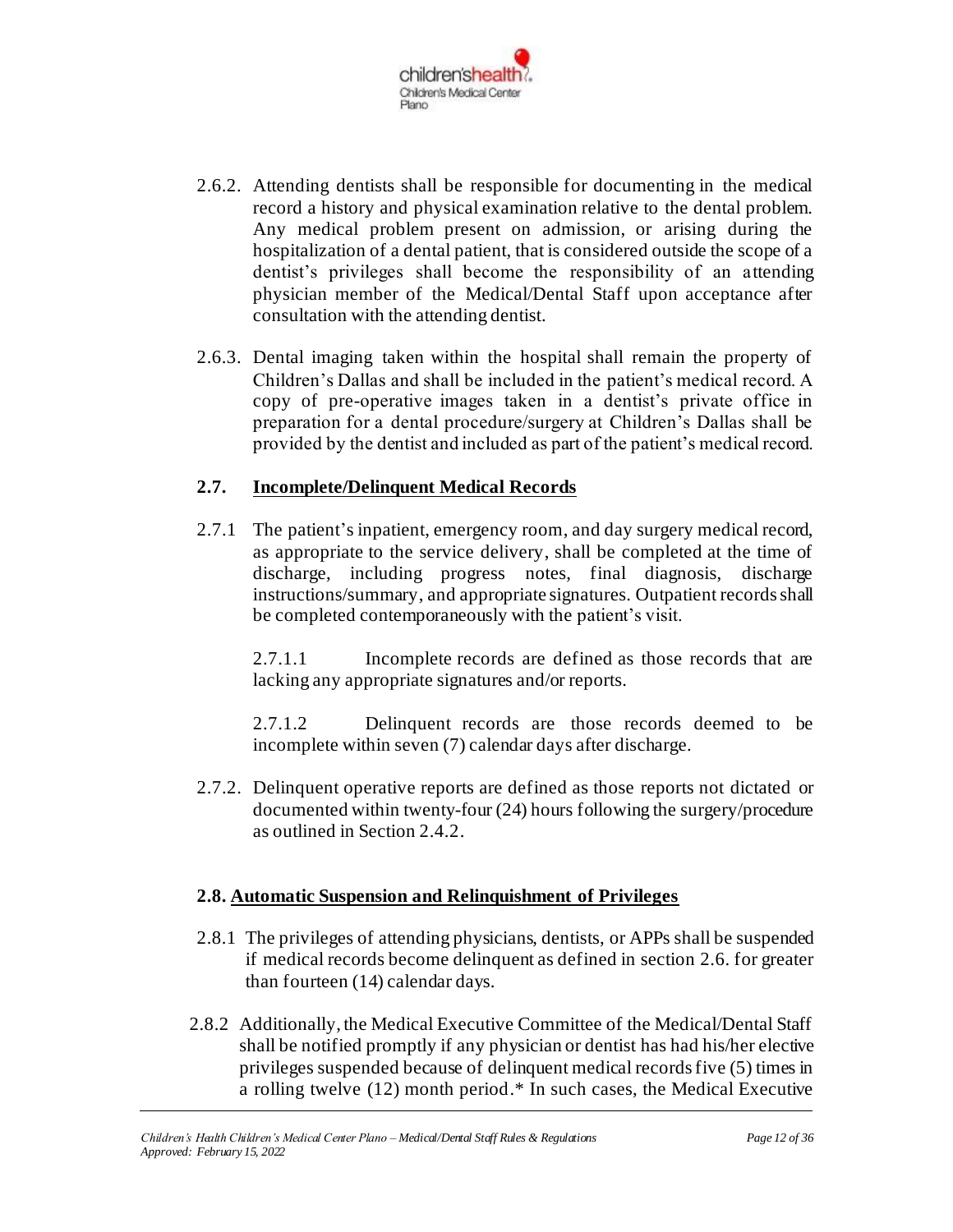2.6.2. Attending dentists shall be responsible for documenting in the medical record a history and physical examination relative to the dental problem. Any medical problem present on admission, or arising during the hospitalization of a dental patient, that is considered outside the scope of a dentist's privileges shall become the responsibility of an attending physician member of the Medical/Dental Staff upon acceptance after consultation with the attending dentist.

2.6.3. Dental imaging taken within the hospital shall remain the property of Children's Dallas and shall be included in the patient's medical record. A copy of pre-operative images taken in a dentist's private office in preparation for a dental procedure/surgery at Children's Dallas shall be provided by the dentist and included as part of the patient's medical record.

## 2.7. Incomplete/Delinquent Medical Records

2.7.1 The patient's inpatient, emergency room, and day surgery medical record, as appropriate to the service delivery, shall be completed at the time of discharge, including progress notes, final diagnosis, discharge instructions/summary, and appropriate signatures. Outpatient records shall be completed contemporaneously with the patient's visit.

2.7.1.1 Incomplete records are defined as those records that are lacking any appropriate signatures and/or reports.

2.7.1.2 Delinquent records are those records deemed to be incomplete within seven (7) calendar days after discharge.

2.7.2. Delinquent operative reports are defined as those reports not dictated or documented within twenty-four (24) hours following the surgery/procedure as outlined in Section 2.4.2.

## 2.8. Automatic Suspension and Relinquishment of Privileges

2.8.1 The privileges of attending physicians, dentists, or APPs shall be suspended if medical records become delinquent as defined in section 2.6. for greater than fourteen (14) calendar days.

2.8.2 Additionally, the Medical Executive Committee of the Medical/Dental Staff shall be notified promptly if any physician or dentist has had his/her elective privileges suspended because of delinquent medical records five (5) times in a rolling twelve (12) month period.* In such cases, the Medical Executive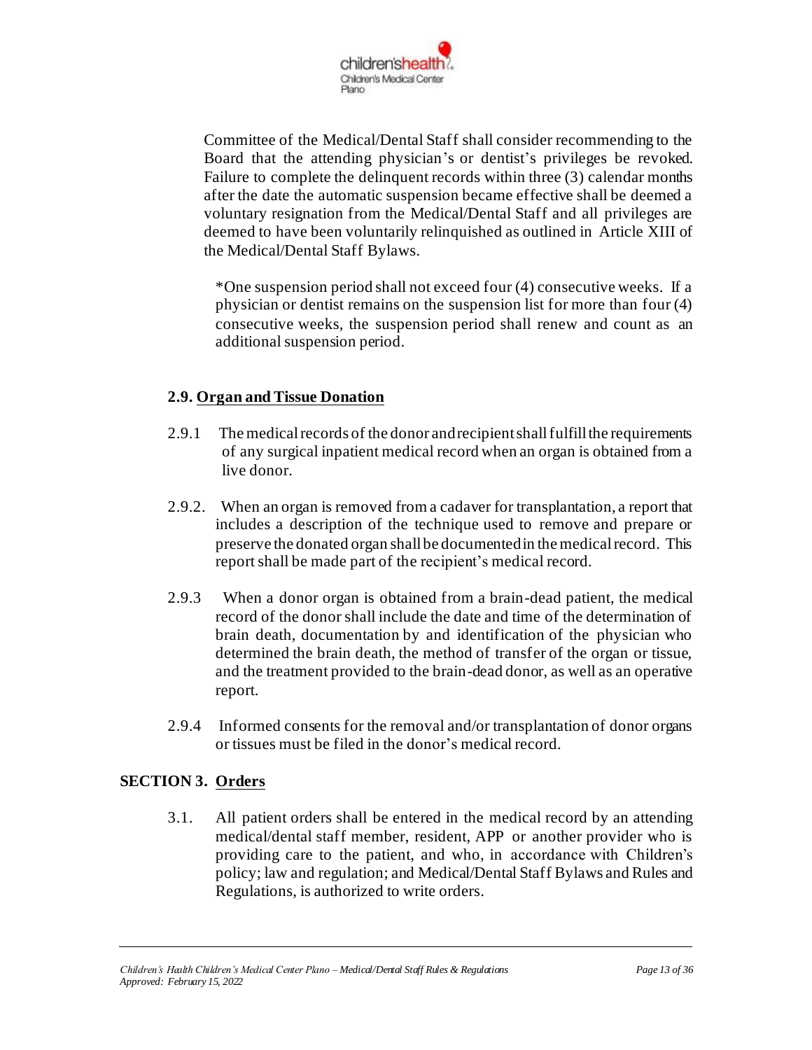Committee of the Medical/Dental Staff shall consider recommending to the Board that the attending physician's or dentist's privileges be revoked. Failure to complete the delinquent records within three (3) calendar months after the date the automatic suspension became effective shall be deemed a voluntary resignation from the Medical/Dental Staff and all privileges are deemed to have been voluntarily relinquished as outlined in Article XIII of the Medical/Dental Staff Bylaws.

*One suspension period shall not exceed four (4) consecutive weeks. If a physician or dentist remains on the suspension list for more than four (4) consecutive weeks, the suspension period shall renew and count as an additional suspension period.

### 2.9. Organ and Tissue Donation

2.9.1 The medical records of the donor and recipient shall fulfill the requirements of any surgical inpatient medical record when an organ is obtained from a live donor.

2.9.2. When an organ is removed from a cadaver for transplantation, a report that includes a description of the technique used to remove and prepare or preserve the donated organ shall be documented in the medical record. This report shall be made part of the recipient's medical record.

2.9.3 When a donor organ is obtained from a brain-dead patient, the medical record of the donor shall include the date and time of the determination of brain death, documentation by and identification of the physician who determined the brain death, the method of transfer of the organ or tissue, and the treatment provided to the brain-dead donor, as well as an operative report.

2.9.4 Informed consents for the removal and/or transplantation of donor organs or tissues must be filed in the donor's medical record.

## SECTION 3. Orders

3.1. All patient orders shall be entered in the medical record by an attending medical/dental staff member, resident, APP or another provider who is providing care to the patient, and who, in accordance with Children's policy; law and regulation; and Medical/Dental Staff Bylaws and Rules and Regulations, is authorized to write orders.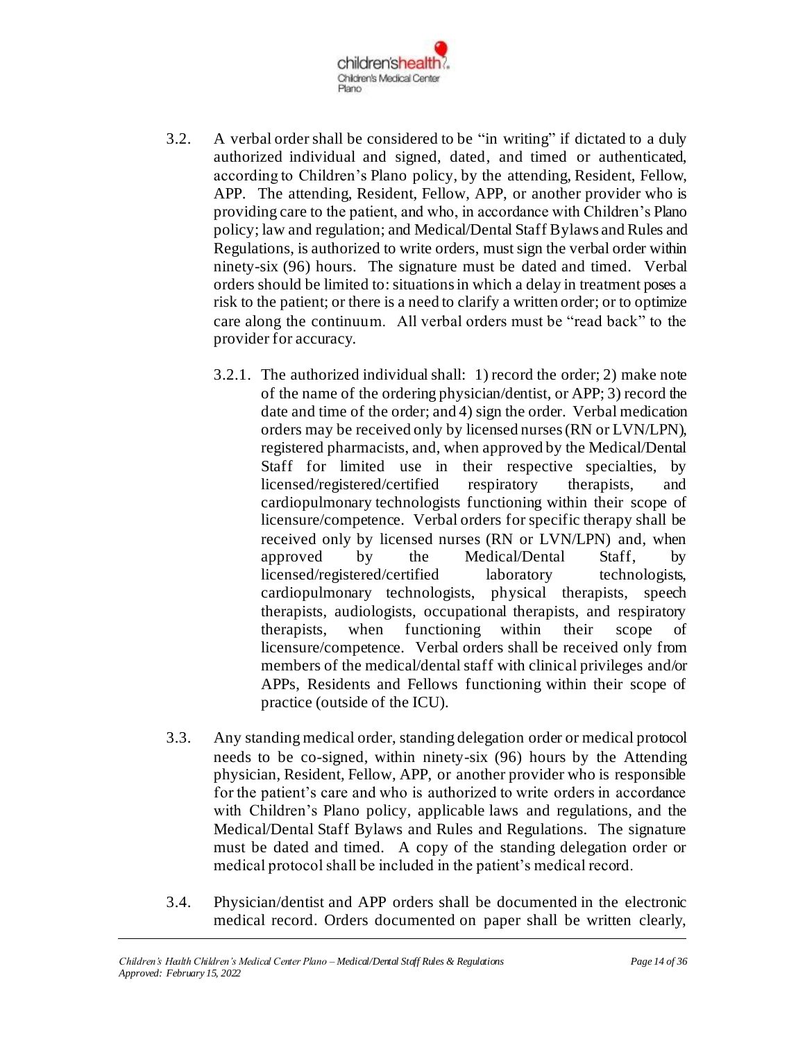3.2. A verbal order shall be considered to be "in writing" if dictated to a duly authorized individual and signed, dated, and timed or authenticated, according to Children's Plano policy, by the attending, Resident, Fellow, APP. The attending, Resident, Fellow, APP, or another provider who is providing care to the patient, and who, in accordance with Children's Plano policy; law and regulation; and Medical/Dental Staff Bylaws and Rules and Regulations, is authorized to write orders, must sign the verbal order within ninety-six (96) hours. The signature must be dated and timed. Verbal orders should be limited to: situations in which a delay in treatment poses a risk to the patient; or there is a need to clarify a written order; or to optimize care along the continuum. All verbal orders must be "read back" to the provider for accuracy.

3.2.1. The authorized individual shall: 1) record the order; 2) make note of the name of the ordering physician/dentist, or APP; 3) record the date and time of the order; and 4) sign the order. Verbal medication orders may be received only by licensed nurses (RN or LVN/LPN), registered pharmacists, and, when approved by the Medical/Dental Staff for limited use in their respective specialties, by licensed/registered/certified respiratory therapists, and cardiopulmonary technologists functioning within their scope of licensure/competence. Verbal orders for specific therapy shall be received only by licensed nurses (RN or LVN/LPN) and, when approved by the Medical/Dental Staff, by licensed/registered/certified laboratory technologists, cardiopulmonary technologists, physical therapists, speech therapists, audiologists, occupational therapists, and respiratory therapists, when functioning within their scope of licensure/competence. Verbal orders shall be received only from members of the medical/dental staff with clinical privileges and/or APPs, Residents and Fellows functioning within their scope of practice (outside of the ICU).

3.3. Any standing medical order, standing delegation order or medical protocol needs to be co-signed, within ninety-six (96) hours by the Attending physician, Resident, Fellow, APP, or another provider who is responsible for the patient's care and who is authorized to write orders in accordance with Children's Plano policy, applicable laws and regulations, and the Medical/Dental Staff Bylaws and Rules and Regulations. The signature must be dated and timed. A copy of the standing delegation order or medical protocol shall be included in the patient's medical record.

3.4. Physician/dentist and APP orders shall be documented in the electronic medical record. Orders documented on paper shall be written clearly,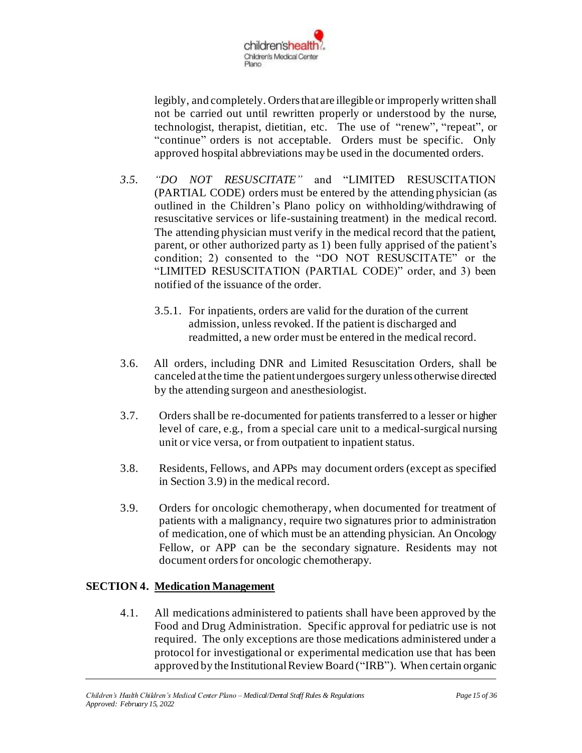legibly, and completely. Orders that are illegible or improperly written shall not be carried out until rewritten properly or understood by the nurse, technologist, therapist, dietitian, etc. The use of "renew", "repeat", or "continue" orders is not acceptable. Orders must be specific. Only approved hospital abbreviations may be used in the documented orders.

*3.5.* *"DO NOT RESUSCITATE"* and "LIMITED RESUSCITATION (PARTIAL CODE) orders must be entered by the attending physician (as outlined in the Children's Plano policy on withholding/withdrawing of resuscitative services or life-sustaining treatment) in the medical record. The attending physician must verify in the medical record that the patient, parent, or other authorized party as 1) been fully apprised of the patient's condition; 2) consented to the "DO NOT RESUSCITATE" or the "LIMITED RESUSCITATION (PARTIAL CODE)" order, and 3) been notified of the issuance of the order.

3.5.1. For inpatients, orders are valid for the duration of the current admission, unless revoked. If the patient is discharged and readmitted, a new order must be entered in the medical record.

3.6. All orders, including DNR and Limited Resuscitation Orders, shall be canceled at the time the patient undergoes surgery unless otherwise directed by the attending surgeon and anesthesiologist.

3.7. Orders shall be re-documented for patients transferred to a lesser or higher level of care, e.g., from a special care unit to a medical-surgical nursing unit or vice versa, or from outpatient to inpatient status.

3.8. Residents, Fellows, and APPs may document orders (except as specified in Section 3.9) in the medical record.

3.9. Orders for oncologic chemotherapy, when documented for treatment of patients with a malignancy, require two signatures prior to administration of medication, one of which must be an attending physician. An Oncology Fellow, or APP can be the secondary signature. Residents may not document orders for oncologic chemotherapy.

## SECTION 4. Medication Management

4.1. All medications administered to patients shall have been approved by the Food and Drug Administration. Specific approval for pediatric use is not required. The only exceptions are those medications administered under a protocol for investigational or experimental medication use that has been approved by the Institutional Review Board ("IRB"). When certain organic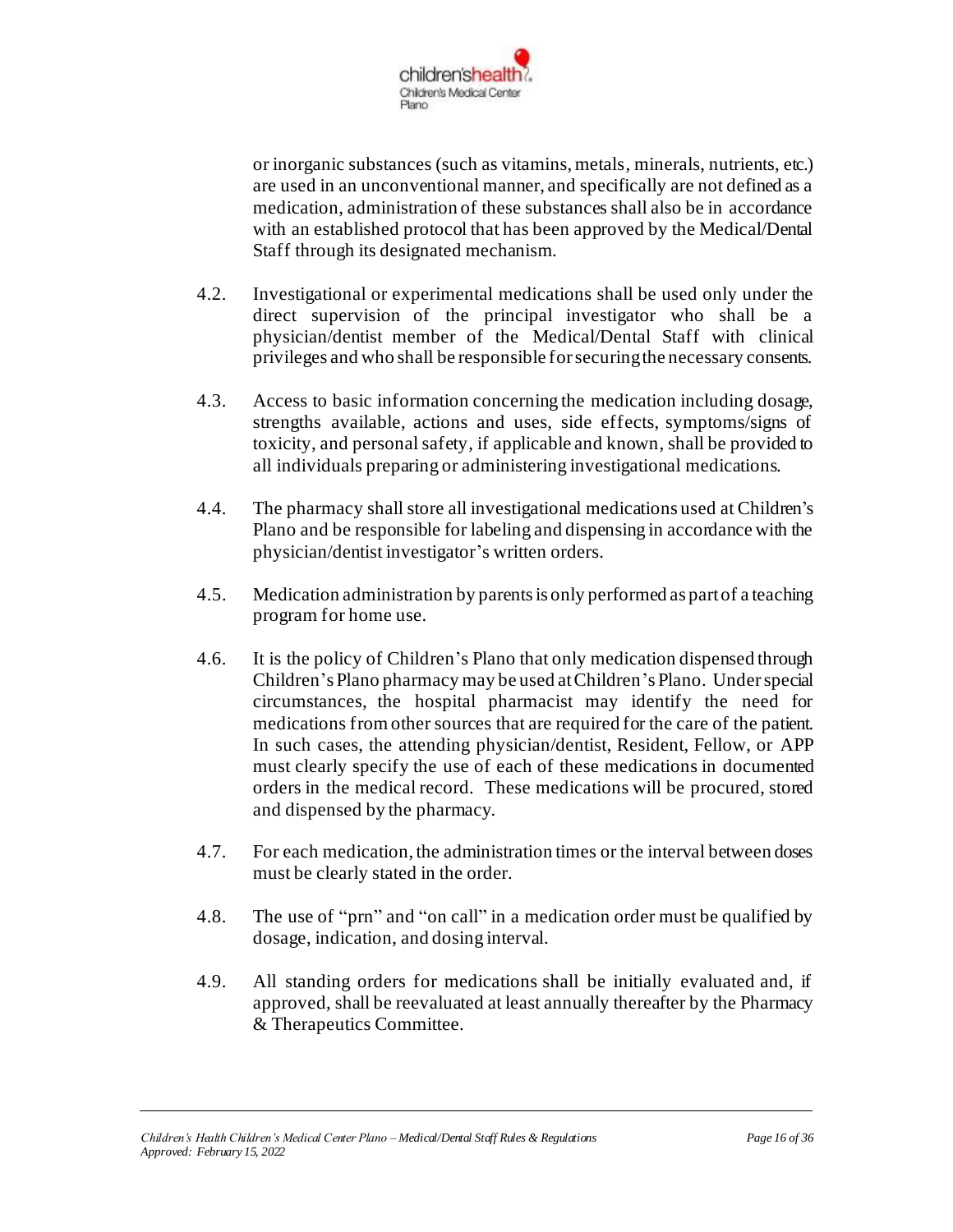or inorganic substances (such as vitamins, metals, minerals, nutrients, etc.) are used in an unconventional manner, and specifically are not defined as a medication, administration of these substances shall also be in accordance with an established protocol that has been approved by the Medical/Dental Staff through its designated mechanism.

4.2. Investigational or experimental medications shall be used only under the direct supervision of the principal investigator who shall be a physician/dentist member of the Medical/Dental Staff with clinical privileges and who shall be responsible for securing the necessary consents.

4.3. Access to basic information concerning the medication including dosage, strengths available, actions and uses, side effects, symptoms/signs of toxicity, and personal safety, if applicable and known, shall be provided to all individuals preparing or administering investigational medications.

4.4. The pharmacy shall store all investigational medications used at Children's Plano and be responsible for labeling and dispensing in accordance with the physician/dentist investigator's written orders.

4.5. Medication administration by parents is only performed as part of a teaching program for home use.

4.6. It is the policy of Children's Plano that only medication dispensed through Children's Plano pharmacy may be used at Children's Plano. Under special circumstances, the hospital pharmacist may identify the need for medications from other sources that are required for the care of the patient. In such cases, the attending physician/dentist, Resident, Fellow, or APP must clearly specify the use of each of these medications in documented orders in the medical record. These medications will be procured, stored and dispensed by the pharmacy.

4.7. For each medication, the administration times or the interval between doses must be clearly stated in the order.

4.8. The use of "prn" and "on call" in a medication order must be qualified by dosage, indication, and dosing interval.

4.9. All standing orders for medications shall be initially evaluated and, if approved, shall be reevaluated at least annually thereafter by the Pharmacy & Therapeutics Committee.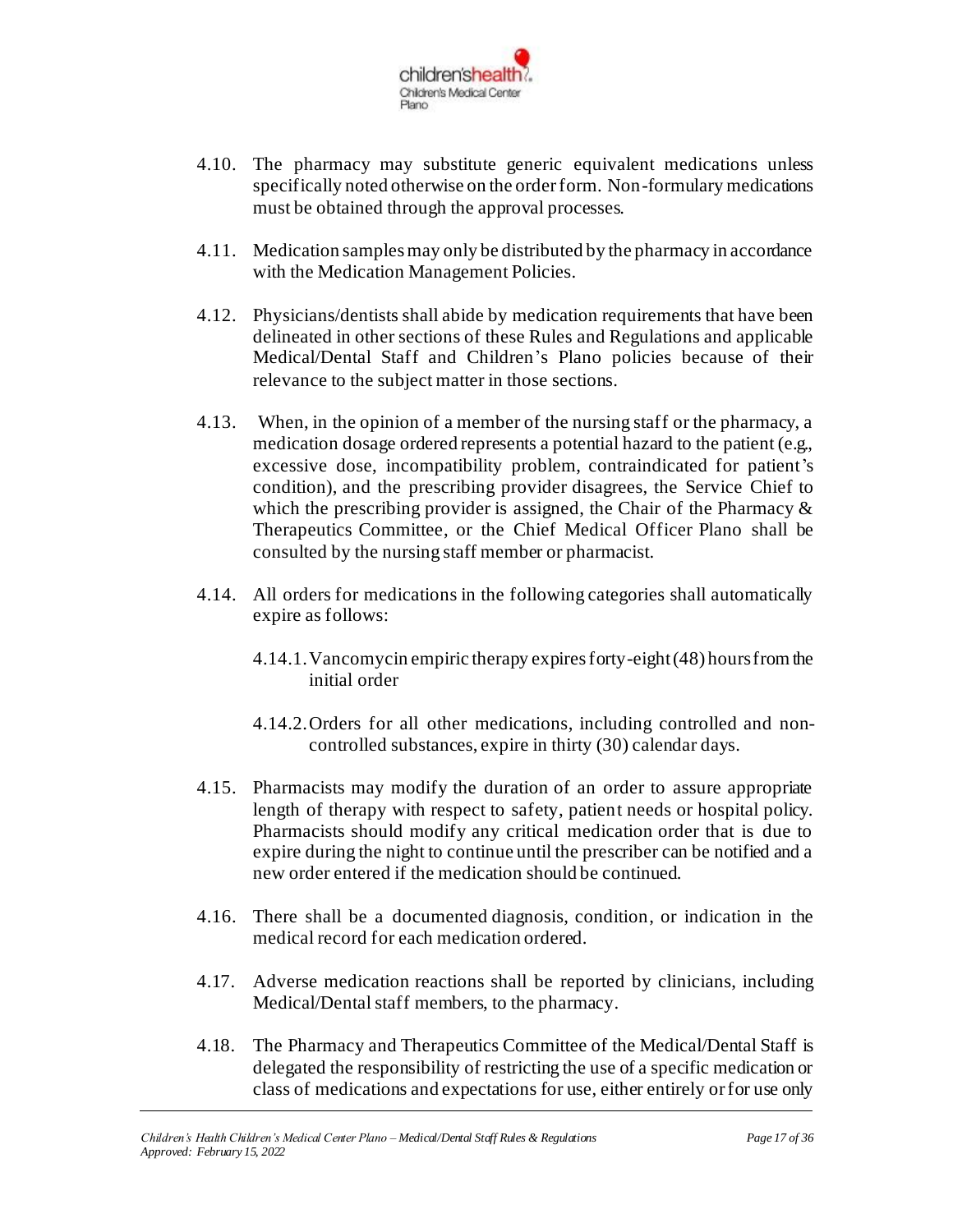4.10. The pharmacy may substitute generic equivalent medications unless specifically noted otherwise on the order form. Non-formulary medications must be obtained through the approval processes.

4.11. Medication samples may only be distributed by the pharmacy in accordance with the Medication Management Policies.

4.12. Physicians/dentists shall abide by medication requirements that have been delineated in other sections of these Rules and Regulations and applicable Medical/Dental Staff and Children's Plano policies because of their relevance to the subject matter in those sections.

4.13. When, in the opinion of a member of the nursing staff or the pharmacy, a medication dosage ordered represents a potential hazard to the patient (e.g., excessive dose, incompatibility problem, contraindicated for patient's condition), and the prescribing provider disagrees, the Service Chief to which the prescribing provider is assigned, the Chair of the Pharmacy & Therapeutics Committee, or the Chief Medical Officer Plano shall be consulted by the nursing staff member or pharmacist.

4.14. All orders for medications in the following categories shall automatically expire as follows:

   4.14.1. Vancomycin empiric therapy expires forty-eight (48) hours from the initial order

   4.14.2. Orders for all other medications, including controlled and non-controlled substances, expire in thirty (30) calendar days.

4.15. Pharmacists may modify the duration of an order to assure appropriate length of therapy with respect to safety, patient needs or hospital policy. Pharmacists should modify any critical medication order that is due to expire during the night to continue until the prescriber can be notified and a new order entered if the medication should be continued.

4.16. There shall be a documented diagnosis, condition, or indication in the medical record for each medication ordered.

4.17. Adverse medication reactions shall be reported by clinicians, including Medical/Dental staff members, to the pharmacy.

4.18. The Pharmacy and Therapeutics Committee of the Medical/Dental Staff is delegated the responsibility of restricting the use of a specific medication or class of medications and expectations for use, either entirely or for use only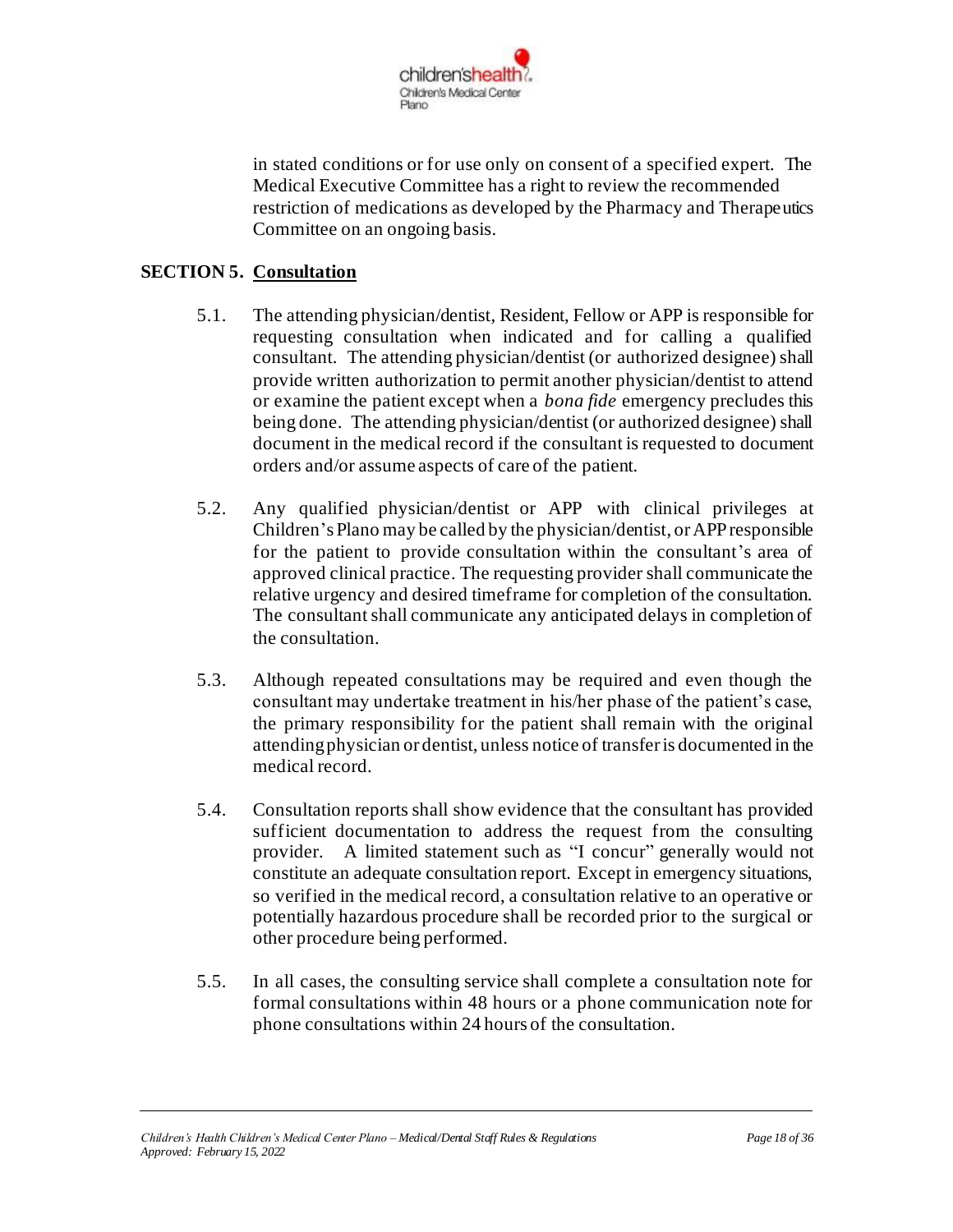in stated conditions or for use only on consent of a specified expert. The Medical Executive Committee has a right to review the recommended restriction of medications as developed by the Pharmacy and Therapeutics Committee on an ongoing basis.

## SECTION 5. Consultation

5.1. The attending physician/dentist, Resident, Fellow or APP is responsible for requesting consultation when indicated and for calling a qualified consultant. The attending physician/dentist (or authorized designee) shall provide written authorization to permit another physician/dentist to attend or examine the patient except when a *bona fide* emergency precludes this being done. The attending physician/dentist (or authorized designee) shall document in the medical record if the consultant is requested to document orders and/or assume aspects of care of the patient.

5.2. Any qualified physician/dentist or APP with clinical privileges at Children's Plano may be called by the physician/dentist, or APP responsible for the patient to provide consultation within the consultant's area of approved clinical practice. The requesting provider shall communicate the relative urgency and desired timeframe for completion of the consultation. The consultant shall communicate any anticipated delays in completion of the consultation.

5.3. Although repeated consultations may be required and even though the consultant may undertake treatment in his/her phase of the patient's case, the primary responsibility for the patient shall remain with the original attending physician or dentist, unless notice of transfer is documented in the medical record.

5.4. Consultation reports shall show evidence that the consultant has provided sufficient documentation to address the request from the consulting provider. A limited statement such as "I concur" generally would not constitute an adequate consultation report. Except in emergency situations, so verified in the medical record, a consultation relative to an operative or potentially hazardous procedure shall be recorded prior to the surgical or other procedure being performed.

5.5. In all cases, the consulting service shall complete a consultation note for formal consultations within 48 hours or a phone communication note for phone consultations within 24 hours of the consultation.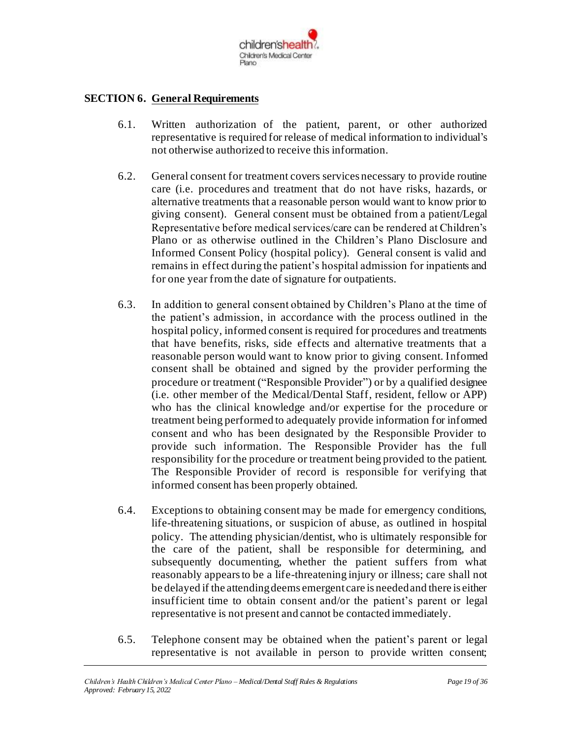## SECTION 6. General Requirements

6.1. Written authorization of the patient, parent, or other authorized representative is required for release of medical information to individual's not otherwise authorized to receive this information.

6.2. General consent for treatment covers services necessary to provide routine care (i.e. procedures and treatment that do not have risks, hazards, or alternative treatments that a reasonable person would want to know prior to giving consent). General consent must be obtained from a patient/Legal Representative before medical services/care can be rendered at Children's Plano or as otherwise outlined in the Children's Plano Disclosure and Informed Consent Policy (hospital policy). General consent is valid and remains in effect during the patient's hospital admission for inpatients and for one year from the date of signature for outpatients.

6.3. In addition to general consent obtained by Children's Plano at the time of the patient's admission, in accordance with the process outlined in the hospital policy, informed consent is required for procedures and treatments that have benefits, risks, side effects and alternative treatments that a reasonable person would want to know prior to giving consent. Informed consent shall be obtained and signed by the provider performing the procedure or treatment ("Responsible Provider") or by a qualified designee (i.e. other member of the Medical/Dental Staff, resident, fellow or APP) who has the clinical knowledge and/or expertise for the procedure or treatment being performed to adequately provide information for informed consent and who has been designated by the Responsible Provider to provide such information. The Responsible Provider has the full responsibility for the procedure or treatment being provided to the patient. The Responsible Provider of record is responsible for verifying that informed consent has been properly obtained.

6.4. Exceptions to obtaining consent may be made for emergency conditions, life-threatening situations, or suspicion of abuse, as outlined in hospital policy. The attending physician/dentist, who is ultimately responsible for the care of the patient, shall be responsible for determining, and subsequently documenting, whether the patient suffers from what reasonably appears to be a life-threatening injury or illness; care shall not be delayed if the attending deems emergent care is needed and there is either insufficient time to obtain consent and/or the patient's parent or legal representative is not present and cannot be contacted immediately.

6.5. Telephone consent may be obtained when the patient's parent or legal representative is not available in person to provide written consent;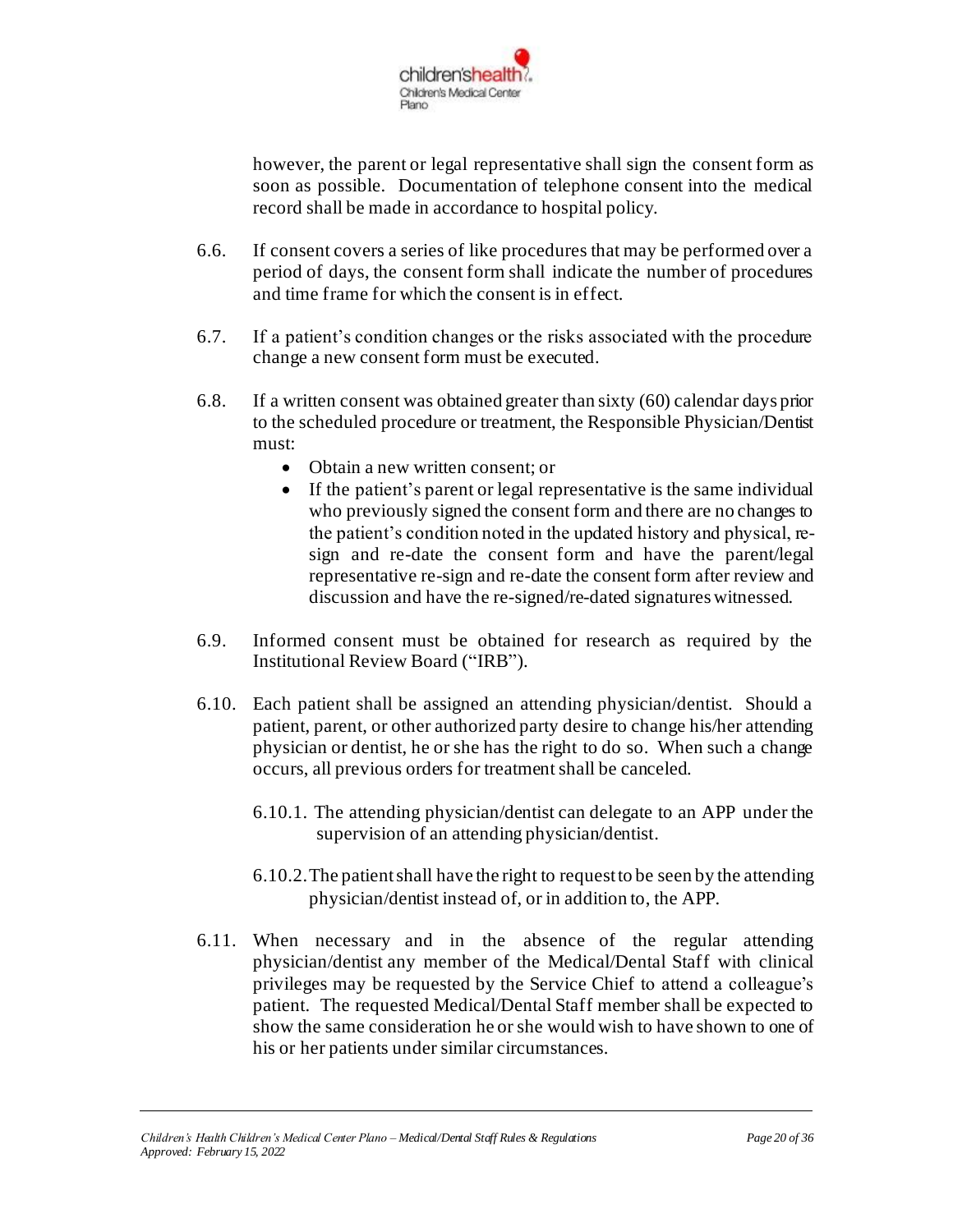however, the parent or legal representative shall sign the consent form as soon as possible. Documentation of telephone consent into the medical record shall be made in accordance to hospital policy.

6.6. If consent covers a series of like procedures that may be performed over a period of days, the consent form shall indicate the number of procedures and time frame for which the consent is in effect.

6.7. If a patient's condition changes or the risks associated with the procedure change a new consent form must be executed.

6.8. If a written consent was obtained greater than sixty (60) calendar days prior to the scheduled procedure or treatment, the Responsible Physician/Dentist must:

- Obtain a new written consent; or
- If the patient's parent or legal representative is the same individual who previously signed the consent form and there are no changes to the patient's condition noted in the updated history and physical, re-sign and re-date the consent form and have the parent/legal representative re-sign and re-date the consent form after review and discussion and have the re-signed/re-dated signatures witnessed.

6.9. Informed consent must be obtained for research as required by the Institutional Review Board ("IRB").

6.10. Each patient shall be assigned an attending physician/dentist. Should a patient, parent, or other authorized party desire to change his/her attending physician or dentist, he or she has the right to do so. When such a change occurs, all previous orders for treatment shall be canceled.

6.10.1. The attending physician/dentist can delegate to an APP under the supervision of an attending physician/dentist.

6.10.2. The patient shall have the right to request to be seen by the attending physician/dentist instead of, or in addition to, the APP.

6.11. When necessary and in the absence of the regular attending physician/dentist any member of the Medical/Dental Staff with clinical privileges may be requested by the Service Chief to attend a colleague's patient. The requested Medical/Dental Staff member shall be expected to show the same consideration he or she would wish to have shown to one of his or her patients under similar circumstances.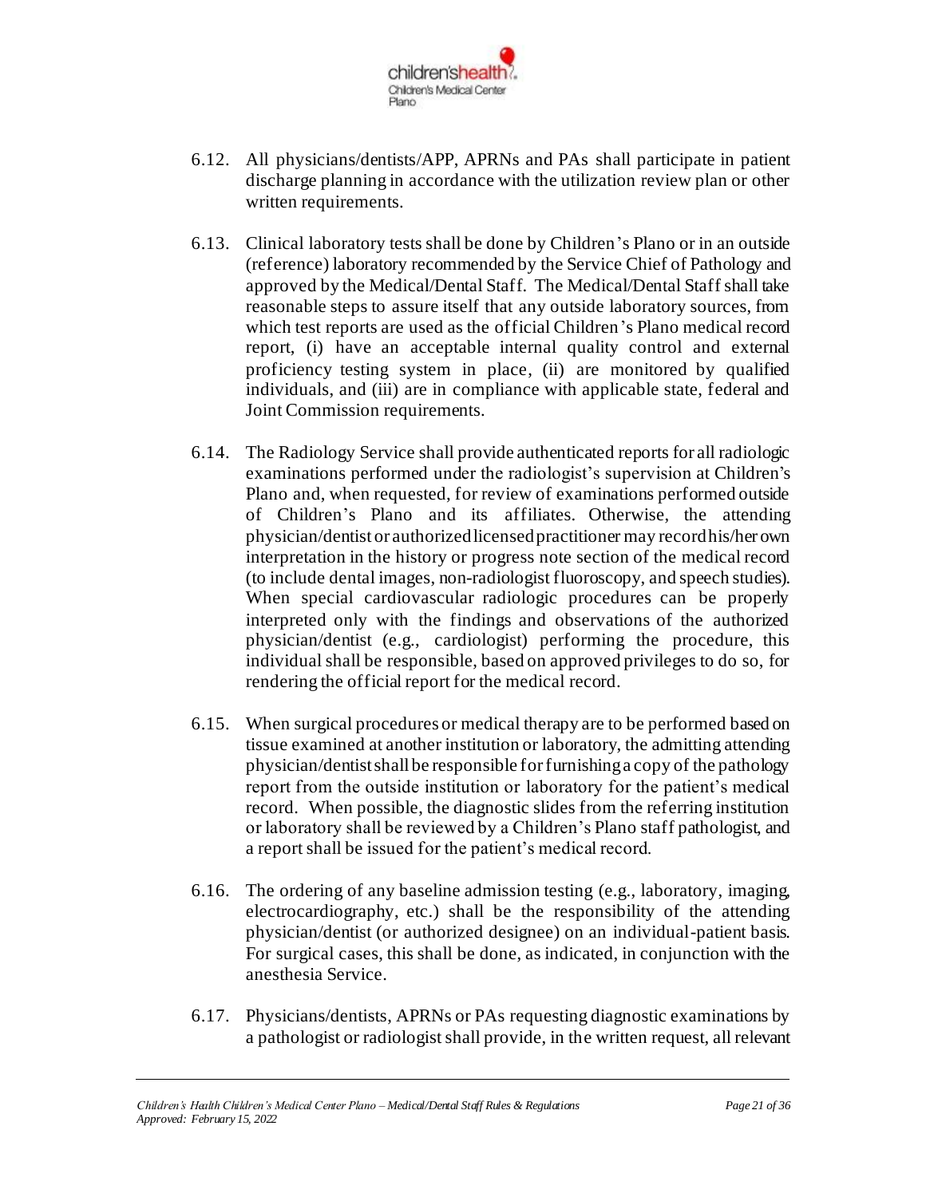6.12. All physicians/dentists/APP, APRNs and PAs shall participate in patient discharge planning in accordance with the utilization review plan or other written requirements.

6.13. Clinical laboratory tests shall be done by Children's Plano or in an outside (reference) laboratory recommended by the Service Chief of Pathology and approved by the Medical/Dental Staff. The Medical/Dental Staff shall take reasonable steps to assure itself that any outside laboratory sources, from which test reports are used as the official Children's Plano medical record report, (i) have an acceptable internal quality control and external proficiency testing system in place, (ii) are monitored by qualified individuals, and (iii) are in compliance with applicable state, federal and Joint Commission requirements.

6.14. The Radiology Service shall provide authenticated reports for all radiologic examinations performed under the radiologist's supervision at Children's Plano and, when requested, for review of examinations performed outside of Children's Plano and its affiliates. Otherwise, the attending physician/dentist or authorized licensed practitioner may record his/her own interpretation in the history or progress note section of the medical record (to include dental images, non-radiologist fluoroscopy, and speech studies). When special cardiovascular radiologic procedures can be properly interpreted only with the findings and observations of the authorized physician/dentist (e.g., cardiologist) performing the procedure, this individual shall be responsible, based on approved privileges to do so, for rendering the official report for the medical record.

6.15. When surgical procedures or medical therapy are to be performed based on tissue examined at another institution or laboratory, the admitting attending physician/dentist shall be responsible for furnishing a copy of the pathology report from the outside institution or laboratory for the patient's medical record. When possible, the diagnostic slides from the referring institution or laboratory shall be reviewed by a Children's Plano staff pathologist, and a report shall be issued for the patient's medical record.

6.16. The ordering of any baseline admission testing (e.g., laboratory, imaging, electrocardiography, etc.) shall be the responsibility of the attending physician/dentist (or authorized designee) on an individual-patient basis. For surgical cases, this shall be done, as indicated, in conjunction with the anesthesia Service.

6.17. Physicians/dentists, APRNs or PAs requesting diagnostic examinations by a pathologist or radiologist shall provide, in the written request, all relevant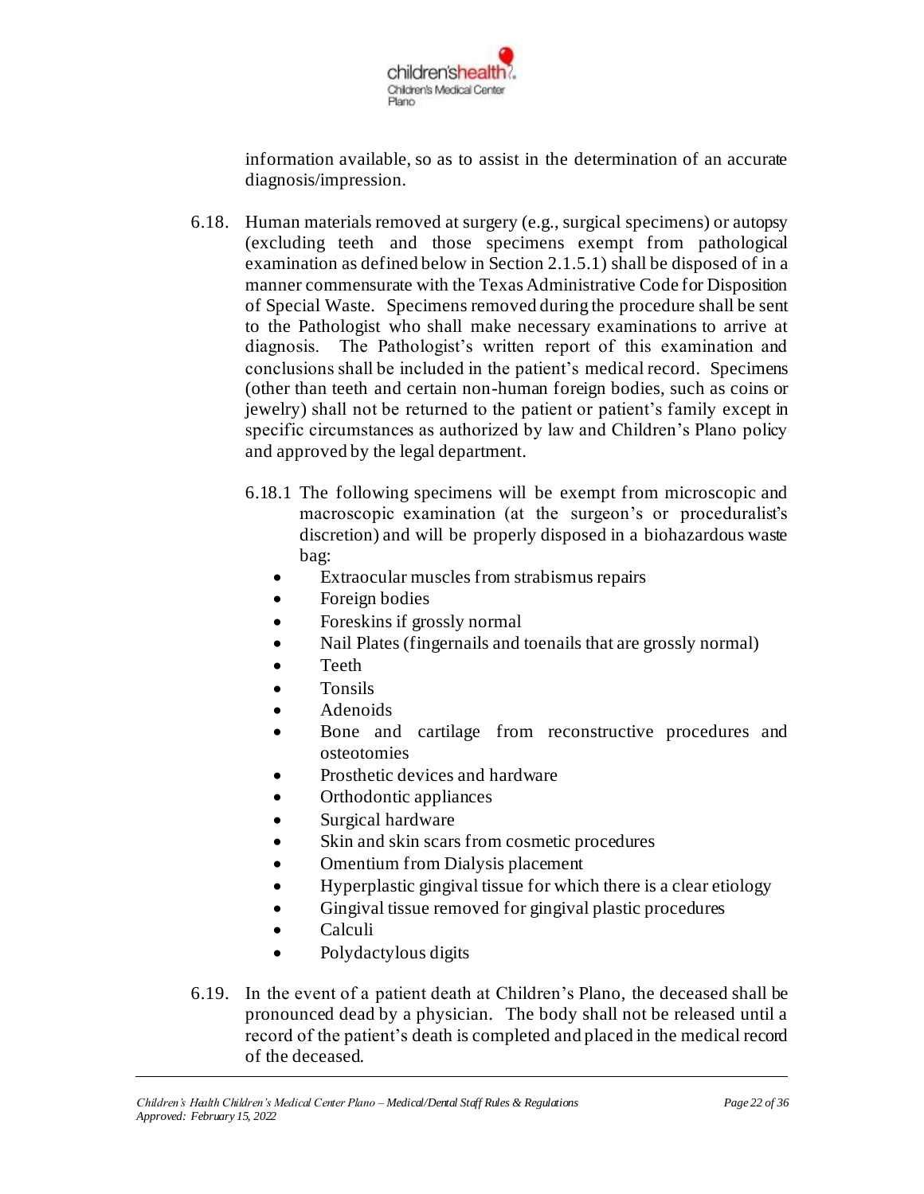information available, so as to assist in the determination of an accurate diagnosis/impression.

6.18. Human materials removed at surgery (e.g., surgical specimens) or autopsy (excluding teeth and those specimens exempt from pathological examination as defined below in Section 2.1.5.1) shall be disposed of in a manner commensurate with the Texas Administrative Code for Disposition of Special Waste. Specimens removed during the procedure shall be sent to the Pathologist who shall make necessary examinations to arrive at diagnosis. The Pathologist's written report of this examination and conclusions shall be included in the patient's medical record. Specimens (other than teeth and certain non-human foreign bodies, such as coins or jewelry) shall not be returned to the patient or patient's family except in specific circumstances as authorized by law and Children's Plano policy and approved by the legal department.

6.18.1 The following specimens will be exempt from microscopic and macroscopic examination (at the surgeon's or proceduralist's discretion) and will be properly disposed in a biohazardous waste bag:

- Extraocular muscles from strabismus repairs
- Foreign bodies
- Foreskins if grossly normal
- Nail Plates (fingernails and toenails that are grossly normal)
- Teeth
- Tonsils
- Adenoids
- Bone and cartilage from reconstructive procedures and osteotomies
- Prosthetic devices and hardware
- Orthodontic appliances
- Surgical hardware
- Skin and skin scars from cosmetic procedures
- Omentium from Dialysis placement
- Hyperplastic gingival tissue for which there is a clear etiology
- Gingival tissue removed for gingival plastic procedures
- Calculi
- Polydactylous digits

6.19. In the event of a patient death at Children's Plano, the deceased shall be pronounced dead by a physician. The body shall not be released until a record of the patient's death is completed and placed in the medical record of the deceased.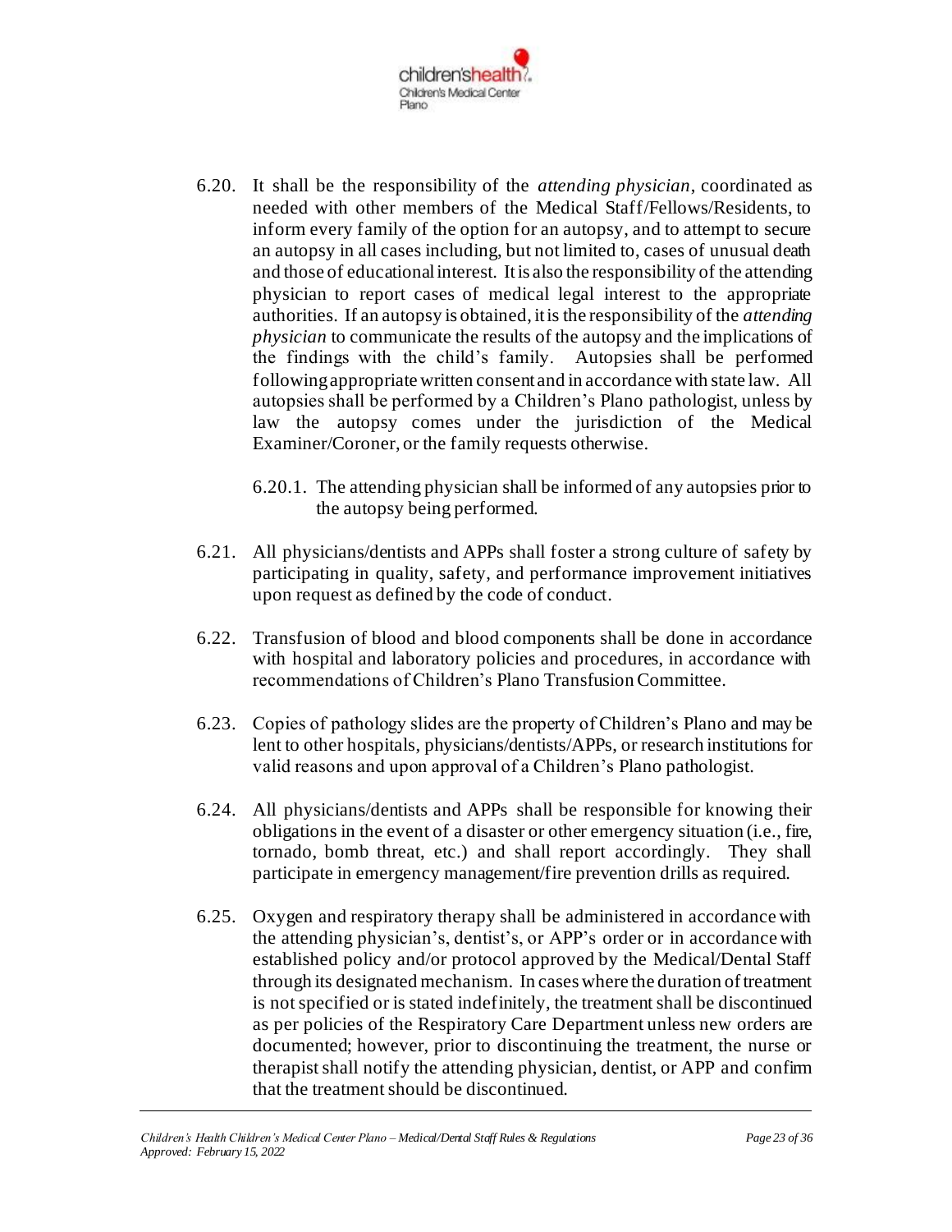6.20. It shall be the responsibility of the *attending physician*, coordinated as needed with other members of the Medical Staff/Fellows/Residents, to inform every family of the option for an autopsy, and to attempt to secure an autopsy in all cases including, but not limited to, cases of unusual death and those of educational interest. It is also the responsibility of the attending physician to report cases of medical legal interest to the appropriate authorities. If an autopsy is obtained, it is the responsibility of the *attending physician* to communicate the results of the autopsy and the implications of the findings with the child's family. Autopsies shall be performed following appropriate written consent and in accordance with state law. All autopsies shall be performed by a Children's Plano pathologist, unless by law the autopsy comes under the jurisdiction of the Medical Examiner/Coroner, or the family requests otherwise.

6.20.1. The attending physician shall be informed of any autopsies prior to the autopsy being performed.

6.21. All physicians/dentists and APPs shall foster a strong culture of safety by participating in quality, safety, and performance improvement initiatives upon request as defined by the code of conduct.

6.22. Transfusion of blood and blood components shall be done in accordance with hospital and laboratory policies and procedures, in accordance with recommendations of Children's Plano Transfusion Committee.

6.23. Copies of pathology slides are the property of Children's Plano and may be lent to other hospitals, physicians/dentists/APPs, or research institutions for valid reasons and upon approval of a Children's Plano pathologist.

6.24. All physicians/dentists and APPs shall be responsible for knowing their obligations in the event of a disaster or other emergency situation (i.e., fire, tornado, bomb threat, etc.) and shall report accordingly. They shall participate in emergency management/fire prevention drills as required.

6.25. Oxygen and respiratory therapy shall be administered in accordance with the attending physician's, dentist's, or APP's order or in accordance with established policy and/or protocol approved by the Medical/Dental Staff through its designated mechanism. In cases where the duration of treatment is not specified or is stated indefinitely, the treatment shall be discontinued as per policies of the Respiratory Care Department unless new orders are documented; however, prior to discontinuing the treatment, the nurse or therapist shall notify the attending physician, dentist, or APP and confirm that the treatment should be discontinued.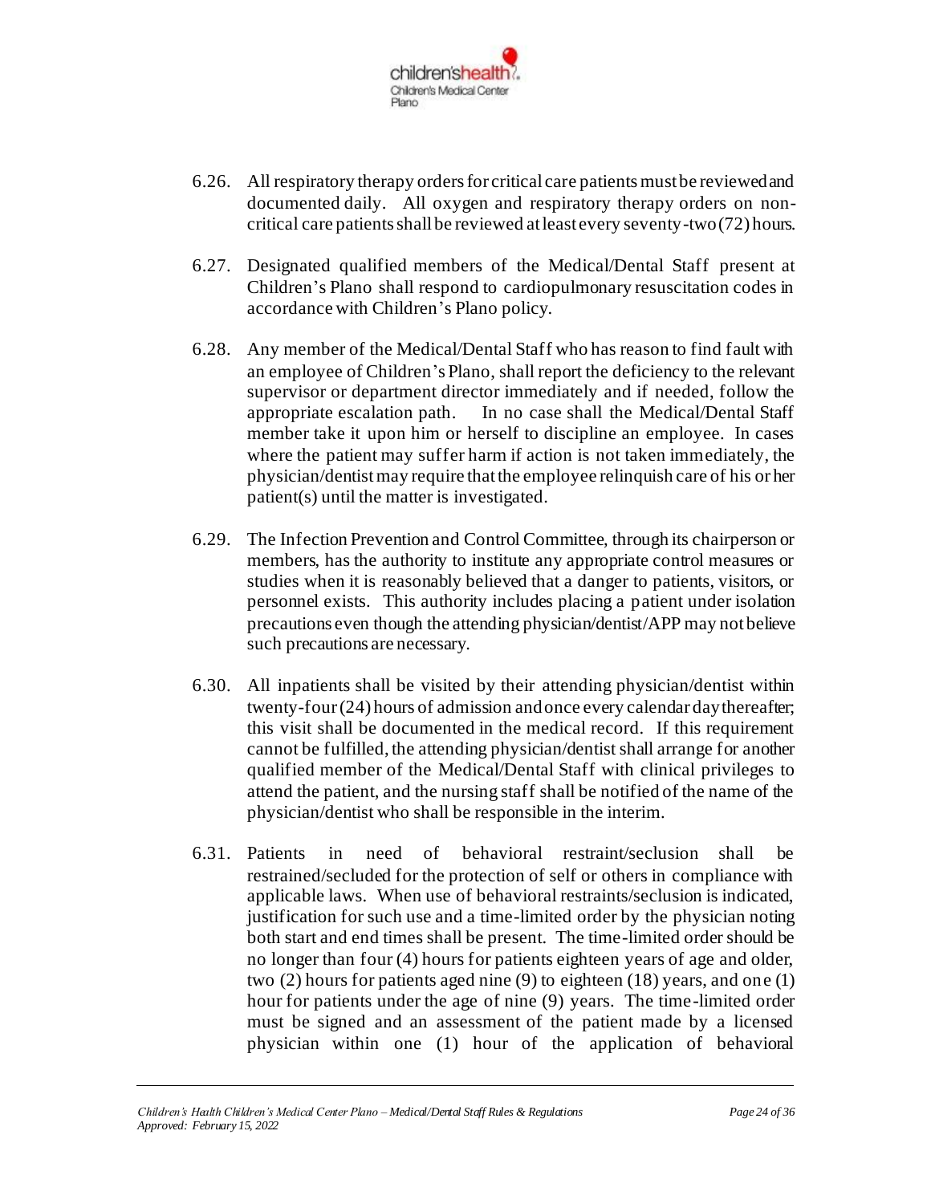6.26. All respiratory therapy orders for critical care patients must be reviewed and documented daily. All oxygen and respiratory therapy orders on non-critical care patients shall be reviewed at least every seventy-two (72) hours.

6.27. Designated qualified members of the Medical/Dental Staff present at Children's Plano shall respond to cardiopulmonary resuscitation codes in accordance with Children's Plano policy.

6.28. Any member of the Medical/Dental Staff who has reason to find fault with an employee of Children's Plano, shall report the deficiency to the relevant supervisor or department director immediately and if needed, follow the appropriate escalation path. In no case shall the Medical/Dental Staff member take it upon him or herself to discipline an employee. In cases where the patient may suffer harm if action is not taken immediately, the physician/dentist may require that the employee relinquish care of his or her patient(s) until the matter is investigated.

6.29. The Infection Prevention and Control Committee, through its chairperson or members, has the authority to institute any appropriate control measures or studies when it is reasonably believed that a danger to patients, visitors, or personnel exists. This authority includes placing a patient under isolation precautions even though the attending physician/dentist/APP may not believe such precautions are necessary.

6.30. All inpatients shall be visited by their attending physician/dentist within twenty-four (24) hours of admission and once every calendar day thereafter; this visit shall be documented in the medical record. If this requirement cannot be fulfilled, the attending physician/dentist shall arrange for another qualified member of the Medical/Dental Staff with clinical privileges to attend the patient, and the nursing staff shall be notified of the name of the physician/dentist who shall be responsible in the interim.

6.31. Patients in need of behavioral restraint/seclusion shall be restrained/secluded for the protection of self or others in compliance with applicable laws. When use of behavioral restraints/seclusion is indicated, justification for such use and a time-limited order by the physician noting both start and end times shall be present. The time-limited order should be no longer than four (4) hours for patients eighteen years of age and older, two (2) hours for patients aged nine (9) to eighteen (18) years, and one (1) hour for patients under the age of nine (9) years. The time-limited order must be signed and an assessment of the patient made by a licensed physician within one (1) hour of the application of behavioral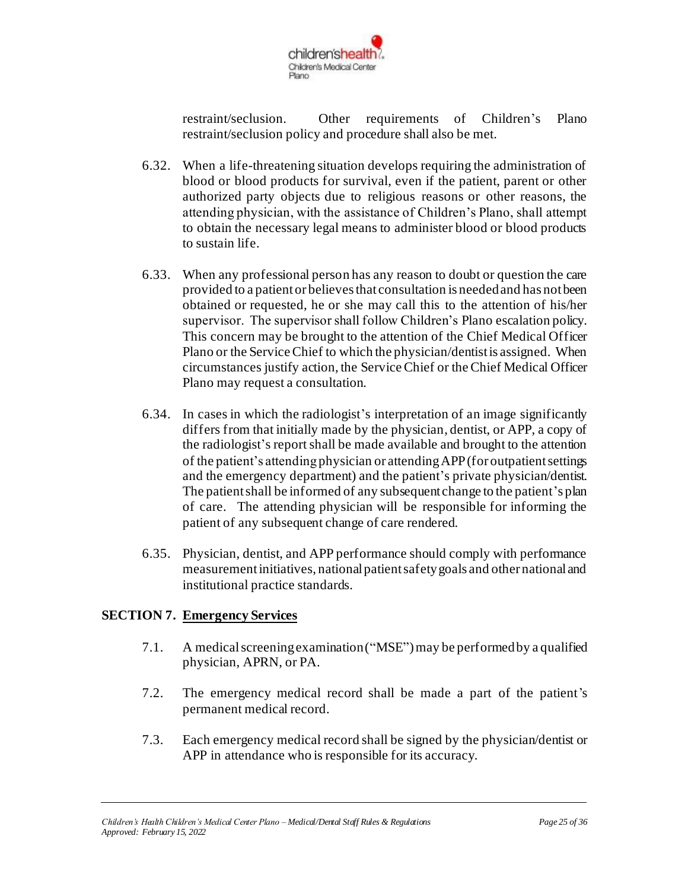restraint/seclusion. Other requirements of Children's Plano restraint/seclusion policy and procedure shall also be met.

6.32. When a life-threatening situation develops requiring the administration of blood or blood products for survival, even if the patient, parent or other authorized party objects due to religious reasons or other reasons, the attending physician, with the assistance of Children's Plano, shall attempt to obtain the necessary legal means to administer blood or blood products to sustain life.

6.33. When any professional person has any reason to doubt or question the care provided to a patient or believes that consultation is needed and has not been obtained or requested, he or she may call this to the attention of his/her supervisor. The supervisor shall follow Children's Plano escalation policy. This concern may be brought to the attention of the Chief Medical Officer Plano or the Service Chief to which the physician/dentist is assigned. When circumstances justify action, the Service Chief or the Chief Medical Officer Plano may request a consultation.

6.34. In cases in which the radiologist's interpretation of an image significantly differs from that initially made by the physician, dentist, or APP, a copy of the radiologist's report shall be made available and brought to the attention of the patient's attending physician or attending APP (for outpatient settings and the emergency department) and the patient's private physician/dentist. The patient shall be informed of any subsequent change to the patient's plan of care. The attending physician will be responsible for informing the patient of any subsequent change of care rendered.

6.35. Physician, dentist, and APP performance should comply with performance measurement initiatives, national patient safety goals and other national and institutional practice standards.

## SECTION 7. Emergency Services

7.1. A medical screening examination ("MSE") may be performed by a qualified physician, APRN, or PA.

7.2. The emergency medical record shall be made a part of the patient's permanent medical record.

7.3. Each emergency medical record shall be signed by the physician/dentist or APP in attendance who is responsible for its accuracy.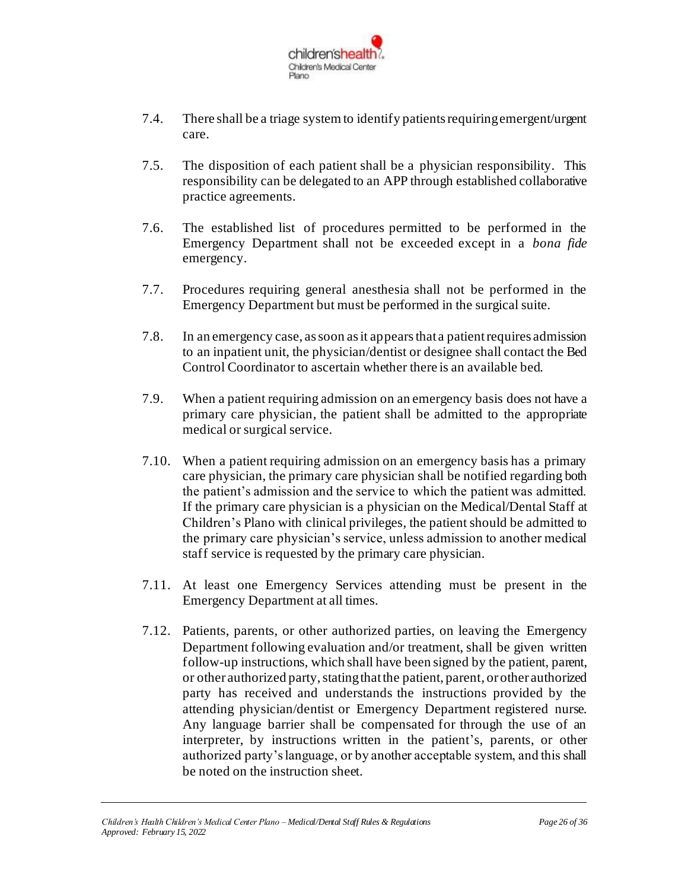7.4. There shall be a triage system to identify patients requiring emergent/urgent care.

7.5. The disposition of each patient shall be a physician responsibility. This responsibility can be delegated to an APP through established collaborative practice agreements.

7.6. The established list of procedures permitted to be performed in the Emergency Department shall not be exceeded except in a *bona fide* emergency.

7.7. Procedures requiring general anesthesia shall not be performed in the Emergency Department but must be performed in the surgical suite.

7.8. In an emergency case, as soon as it appears that a patient requires admission to an inpatient unit, the physician/dentist or designee shall contact the Bed Control Coordinator to ascertain whether there is an available bed.

7.9. When a patient requiring admission on an emergency basis does not have a primary care physician, the patient shall be admitted to the appropriate medical or surgical service.

7.10. When a patient requiring admission on an emergency basis has a primary care physician, the primary care physician shall be notified regarding both the patient's admission and the service to which the patient was admitted. If the primary care physician is a physician on the Medical/Dental Staff at Children's Plano with clinical privileges, the patient should be admitted to the primary care physician's service, unless admission to another medical staff service is requested by the primary care physician.

7.11. At least one Emergency Services attending must be present in the Emergency Department at all times.

7.12. Patients, parents, or other authorized parties, on leaving the Emergency Department following evaluation and/or treatment, shall be given written follow-up instructions, which shall have been signed by the patient, parent, or other authorized party, stating that the patient, parent, or other authorized party has received and understands the instructions provided by the attending physician/dentist or Emergency Department registered nurse. Any language barrier shall be compensated for through the use of an interpreter, by instructions written in the patient's, parents, or other authorized party's language, or by another acceptable system, and this shall be noted on the instruction sheet.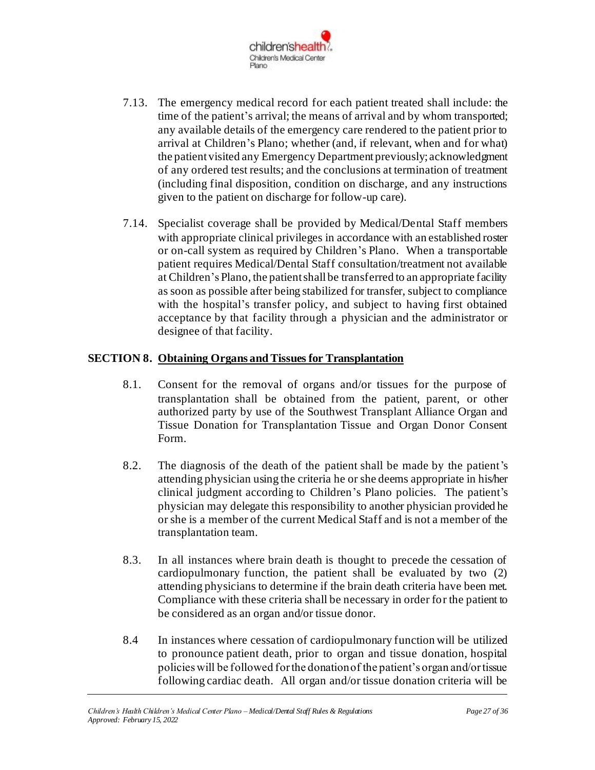7.13. The emergency medical record for each patient treated shall include: the time of the patient's arrival; the means of arrival and by whom transported; any available details of the emergency care rendered to the patient prior to arrival at Children's Plano; whether (and, if relevant, when and for what) the patient visited any Emergency Department previously; acknowledgment of any ordered test results; and the conclusions at termination of treatment (including final disposition, condition on discharge, and any instructions given to the patient on discharge for follow-up care).

7.14. Specialist coverage shall be provided by Medical/Dental Staff members with appropriate clinical privileges in accordance with an established roster or on-call system as required by Children's Plano. When a transportable patient requires Medical/Dental Staff consultation/treatment not available at Children's Plano, the patient shall be transferred to an appropriate facility as soon as possible after being stabilized for transfer, subject to compliance with the hospital's transfer policy, and subject to having first obtained acceptance by that facility through a physician and the administrator or designee of that facility.

## SECTION 8. Obtaining Organs and Tissues for Transplantation

8.1. Consent for the removal of organs and/or tissues for the purpose of transplantation shall be obtained from the patient, parent, or other authorized party by use of the Southwest Transplant Alliance Organ and Tissue Donation for Transplantation Tissue and Organ Donor Consent Form.

8.2. The diagnosis of the death of the patient shall be made by the patient's attending physician using the criteria he or she deems appropriate in his/her clinical judgment according to Children's Plano policies. The patient's physician may delegate this responsibility to another physician provided he or she is a member of the current Medical Staff and is not a member of the transplantation team.

8.3. In all instances where brain death is thought to precede the cessation of cardiopulmonary function, the patient shall be evaluated by two (2) attending physicians to determine if the brain death criteria have been met. Compliance with these criteria shall be necessary in order for the patient to be considered as an organ and/or tissue donor.

8.4 In instances where cessation of cardiopulmonary function will be utilized to pronounce patient death, prior to organ and tissue donation, hospital policies will be followed for the donation of the patient's organ and/or tissue following cardiac death. All organ and/or tissue donation criteria will be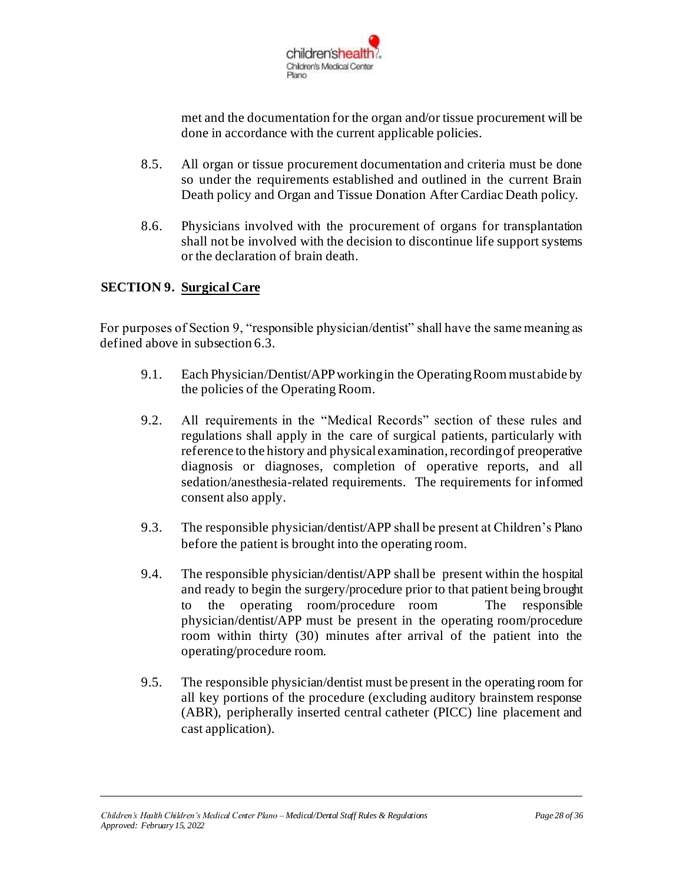met and the documentation for the organ and/or tissue procurement will be done in accordance with the current applicable policies.

8.5. All organ or tissue procurement documentation and criteria must be done so under the requirements established and outlined in the current Brain Death policy and Organ and Tissue Donation After Cardiac Death policy.

8.6. Physicians involved with the procurement of organs for transplantation shall not be involved with the decision to discontinue life support systems or the declaration of brain death.

## SECTION 9. Surgical Care

For purposes of Section 9, "responsible physician/dentist" shall have the same meaning as defined above in subsection 6.3.

9.1. Each Physician/Dentist/APP working in the Operating Room must abide by the policies of the Operating Room.

9.2. All requirements in the "Medical Records" section of these rules and regulations shall apply in the care of surgical patients, particularly with reference to the history and physical examination, recording of preoperative diagnosis or diagnoses, completion of operative reports, and all sedation/anesthesia-related requirements. The requirements for informed consent also apply.

9.3. The responsible physician/dentist/APP shall be present at Children's Plano before the patient is brought into the operating room.

9.4. The responsible physician/dentist/APP shall be present within the hospital and ready to begin the surgery/procedure prior to that patient being brought to the operating room/procedure room The responsible physician/dentist/APP must be present in the operating room/procedure room within thirty (30) minutes after arrival of the patient into the operating/procedure room.

9.5. The responsible physician/dentist must be present in the operating room for all key portions of the procedure (excluding auditory brainstem response (ABR), peripherally inserted central catheter (PICC) line placement and cast application).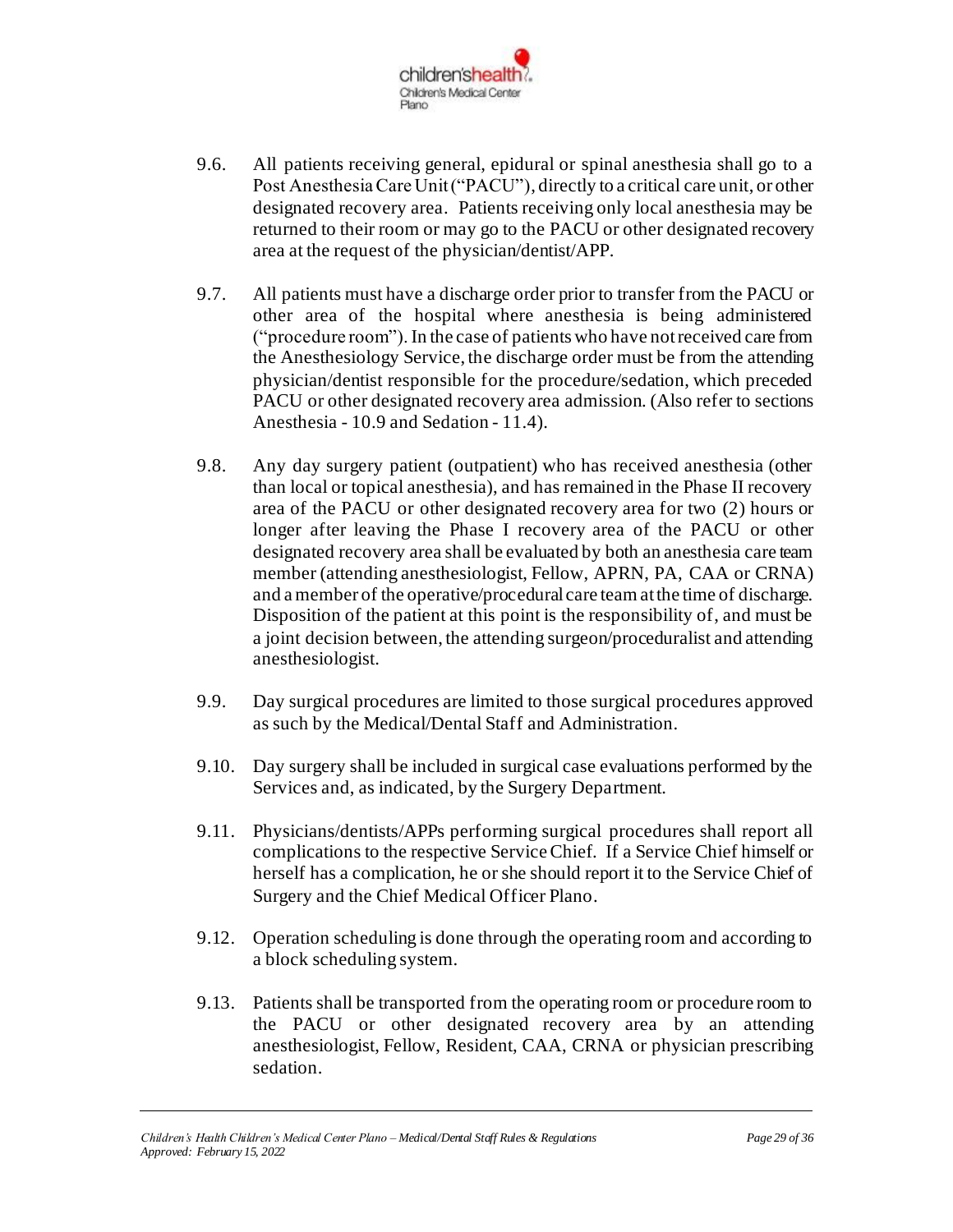9.6. All patients receiving general, epidural or spinal anesthesia shall go to a Post Anesthesia Care Unit ("PACU"), directly to a critical care unit, or other designated recovery area. Patients receiving only local anesthesia may be returned to their room or may go to the PACU or other designated recovery area at the request of the physician/dentist/APP.

9.7. All patients must have a discharge order prior to transfer from the PACU or other area of the hospital where anesthesia is being administered ("procedure room"). In the case of patients who have not received care from the Anesthesiology Service, the discharge order must be from the attending physician/dentist responsible for the procedure/sedation, which preceded PACU or other designated recovery area admission. (Also refer to sections Anesthesia - 10.9 and Sedation - 11.4).

9.8. Any day surgery patient (outpatient) who has received anesthesia (other than local or topical anesthesia), and has remained in the Phase II recovery area of the PACU or other designated recovery area for two (2) hours or longer after leaving the Phase I recovery area of the PACU or other designated recovery area shall be evaluated by both an anesthesia care team member (attending anesthesiologist, Fellow, APRN, PA, CAA or CRNA) and a member of the operative/procedural care team at the time of discharge. Disposition of the patient at this point is the responsibility of, and must be a joint decision between, the attending surgeon/proceduralist and attending anesthesiologist.

9.9. Day surgical procedures are limited to those surgical procedures approved as such by the Medical/Dental Staff and Administration.

9.10. Day surgery shall be included in surgical case evaluations performed by the Services and, as indicated, by the Surgery Department.

9.11. Physicians/dentists/APPs performing surgical procedures shall report all complications to the respective Service Chief. If a Service Chief himself or herself has a complication, he or she should report it to the Service Chief of Surgery and the Chief Medical Officer Plano.

9.12. Operation scheduling is done through the operating room and according to a block scheduling system.

9.13. Patients shall be transported from the operating room or procedure room to the PACU or other designated recovery area by an attending anesthesiologist, Fellow, Resident, CAA, CRNA or physician prescribing sedation.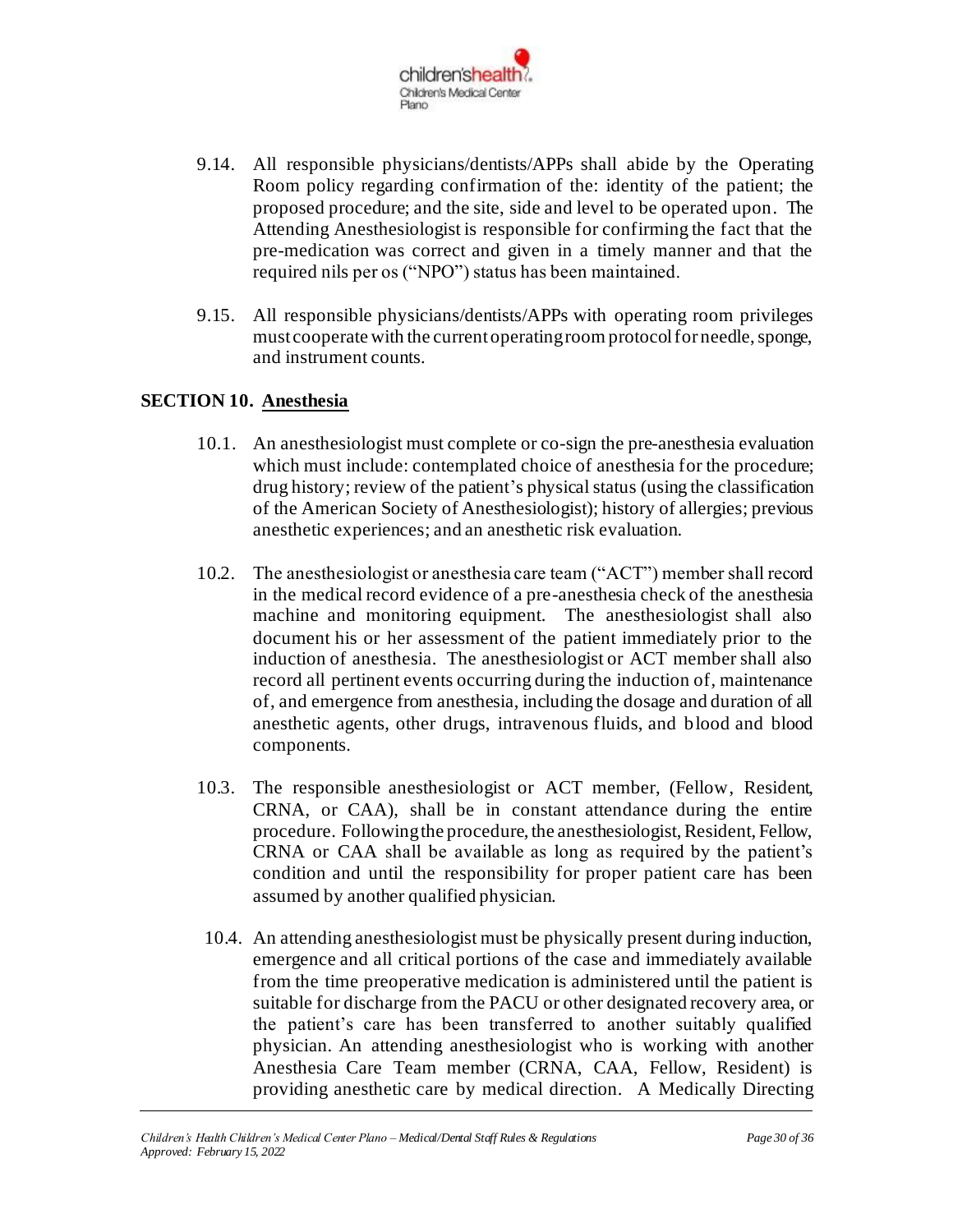9.14. All responsible physicians/dentists/APPs shall abide by the Operating Room policy regarding confirmation of the: identity of the patient; the proposed procedure; and the site, side and level to be operated upon. The Attending Anesthesiologist is responsible for confirming the fact that the pre-medication was correct and given in a timely manner and that the required nils per os ("NPO") status has been maintained.

9.15. All responsible physicians/dentists/APPs with operating room privileges must cooperate with the current operating room protocol for needle, sponge, and instrument counts.

## SECTION 10. Anesthesia

10.1. An anesthesiologist must complete or co-sign the pre-anesthesia evaluation which must include: contemplated choice of anesthesia for the procedure; drug history; review of the patient's physical status (using the classification of the American Society of Anesthesiologist); history of allergies; previous anesthetic experiences; and an anesthetic risk evaluation.

10.2. The anesthesiologist or anesthesia care team ("ACT") member shall record in the medical record evidence of a pre-anesthesia check of the anesthesia machine and monitoring equipment. The anesthesiologist shall also document his or her assessment of the patient immediately prior to the induction of anesthesia. The anesthesiologist or ACT member shall also record all pertinent events occurring during the induction of, maintenance of, and emergence from anesthesia, including the dosage and duration of all anesthetic agents, other drugs, intravenous fluids, and blood and blood components.

10.3. The responsible anesthesiologist or ACT member, (Fellow, Resident, CRNA, or CAA), shall be in constant attendance during the entire procedure. Following the procedure, the anesthesiologist, Resident, Fellow, CRNA or CAA shall be available as long as required by the patient's condition and until the responsibility for proper patient care has been assumed by another qualified physician.

10.4. An attending anesthesiologist must be physically present during induction, emergence and all critical portions of the case and immediately available from the time preoperative medication is administered until the patient is suitable for discharge from the PACU or other designated recovery area, or the patient's care has been transferred to another suitably qualified physician. An attending anesthesiologist who is working with another Anesthesia Care Team member (CRNA, CAA, Fellow, Resident) is providing anesthetic care by medical direction. A Medically Directing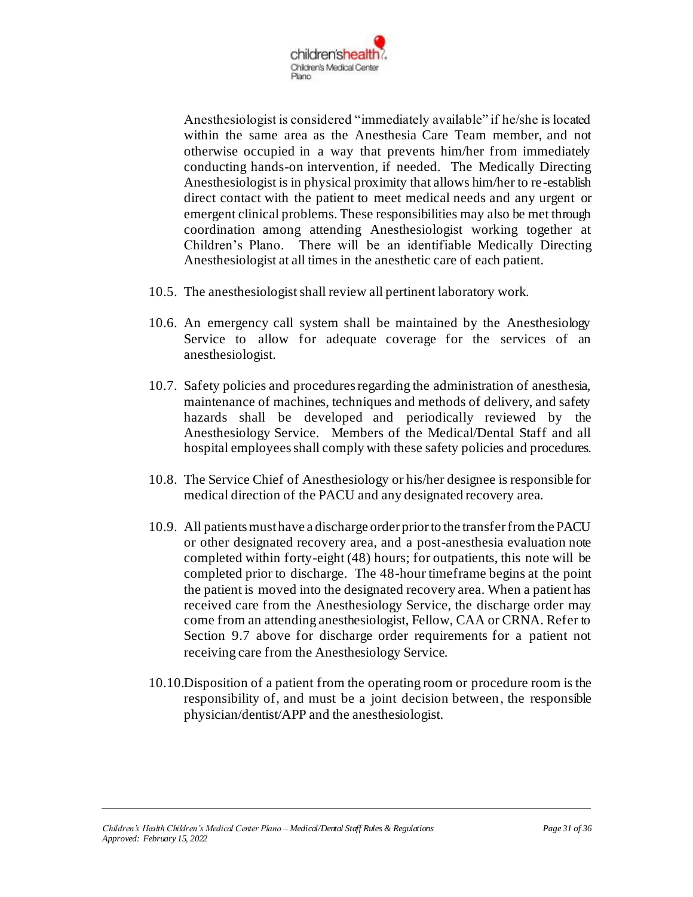Anesthesiologist is considered "immediately available" if he/she is located within the same area as the Anesthesia Care Team member, and not otherwise occupied in a way that prevents him/her from immediately conducting hands-on intervention, if needed. The Medically Directing Anesthesiologist is in physical proximity that allows him/her to re-establish direct contact with the patient to meet medical needs and any urgent or emergent clinical problems. These responsibilities may also be met through coordination among attending Anesthesiologist working together at Children's Plano. There will be an identifiable Medically Directing Anesthesiologist at all times in the anesthetic care of each patient.

10.5. The anesthesiologist shall review all pertinent laboratory work.

10.6. An emergency call system shall be maintained by the Anesthesiology Service to allow for adequate coverage for the services of an anesthesiologist.

10.7. Safety policies and procedures regarding the administration of anesthesia, maintenance of machines, techniques and methods of delivery, and safety hazards shall be developed and periodically reviewed by the Anesthesiology Service. Members of the Medical/Dental Staff and all hospital employees shall comply with these safety policies and procedures.

10.8. The Service Chief of Anesthesiology or his/her designee is responsible for medical direction of the PACU and any designated recovery area.

10.9. All patients must have a discharge order prior to the transfer from the PACU or other designated recovery area, and a post-anesthesia evaluation note completed within forty-eight (48) hours; for outpatients, this note will be completed prior to discharge. The 48-hour timeframe begins at the point the patient is moved into the designated recovery area. When a patient has received care from the Anesthesiology Service, the discharge order may come from an attending anesthesiologist, Fellow, CAA or CRNA. Refer to Section 9.7 above for discharge order requirements for a patient not receiving care from the Anesthesiology Service.

10.10. Disposition of a patient from the operating room or procedure room is the responsibility of, and must be a joint decision between, the responsible physician/dentist/APP and the anesthesiologist.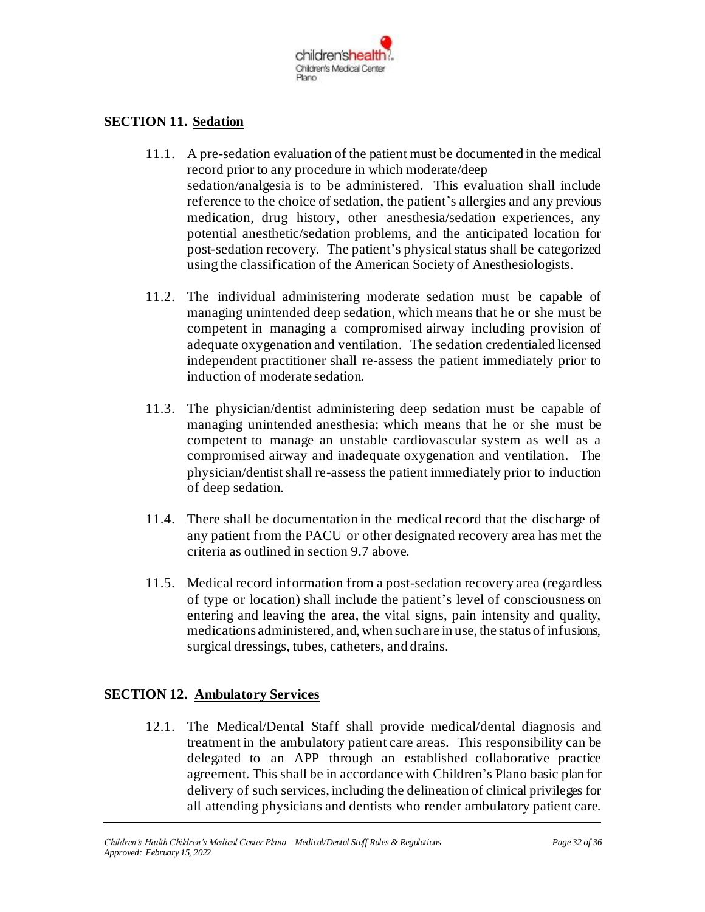## SECTION 11. Sedation

11.1. A pre-sedation evaluation of the patient must be documented in the medical record prior to any procedure in which moderate/deep sedation/analgesia is to be administered. This evaluation shall include reference to the choice of sedation, the patient's allergies and any previous medication, drug history, other anesthesia/sedation experiences, any potential anesthetic/sedation problems, and the anticipated location for post-sedation recovery. The patient's physical status shall be categorized using the classification of the American Society of Anesthesiologists.

11.2. The individual administering moderate sedation must be capable of managing unintended deep sedation, which means that he or she must be competent in managing a compromised airway including provision of adequate oxygenation and ventilation. The sedation credentialed licensed independent practitioner shall re-assess the patient immediately prior to induction of moderate sedation.

11.3. The physician/dentist administering deep sedation must be capable of managing unintended anesthesia; which means that he or she must be competent to manage an unstable cardiovascular system as well as a compromised airway and inadequate oxygenation and ventilation. The physician/dentist shall re-assess the patient immediately prior to induction of deep sedation.

11.4. There shall be documentation in the medical record that the discharge of any patient from the PACU or other designated recovery area has met the criteria as outlined in section 9.7 above.

11.5. Medical record information from a post-sedation recovery area (regardless of type or location) shall include the patient's level of consciousness on entering and leaving the area, the vital signs, pain intensity and quality, medications administered, and, when such are in use, the status of infusions, surgical dressings, tubes, catheters, and drains.

## SECTION 12. Ambulatory Services

12.1. The Medical/Dental Staff shall provide medical/dental diagnosis and treatment in the ambulatory patient care areas. This responsibility can be delegated to an APP through an established collaborative practice agreement. This shall be in accordance with Children's Plano basic plan for delivery of such services, including the delineation of clinical privileges for all attending physicians and dentists who render ambulatory patient care.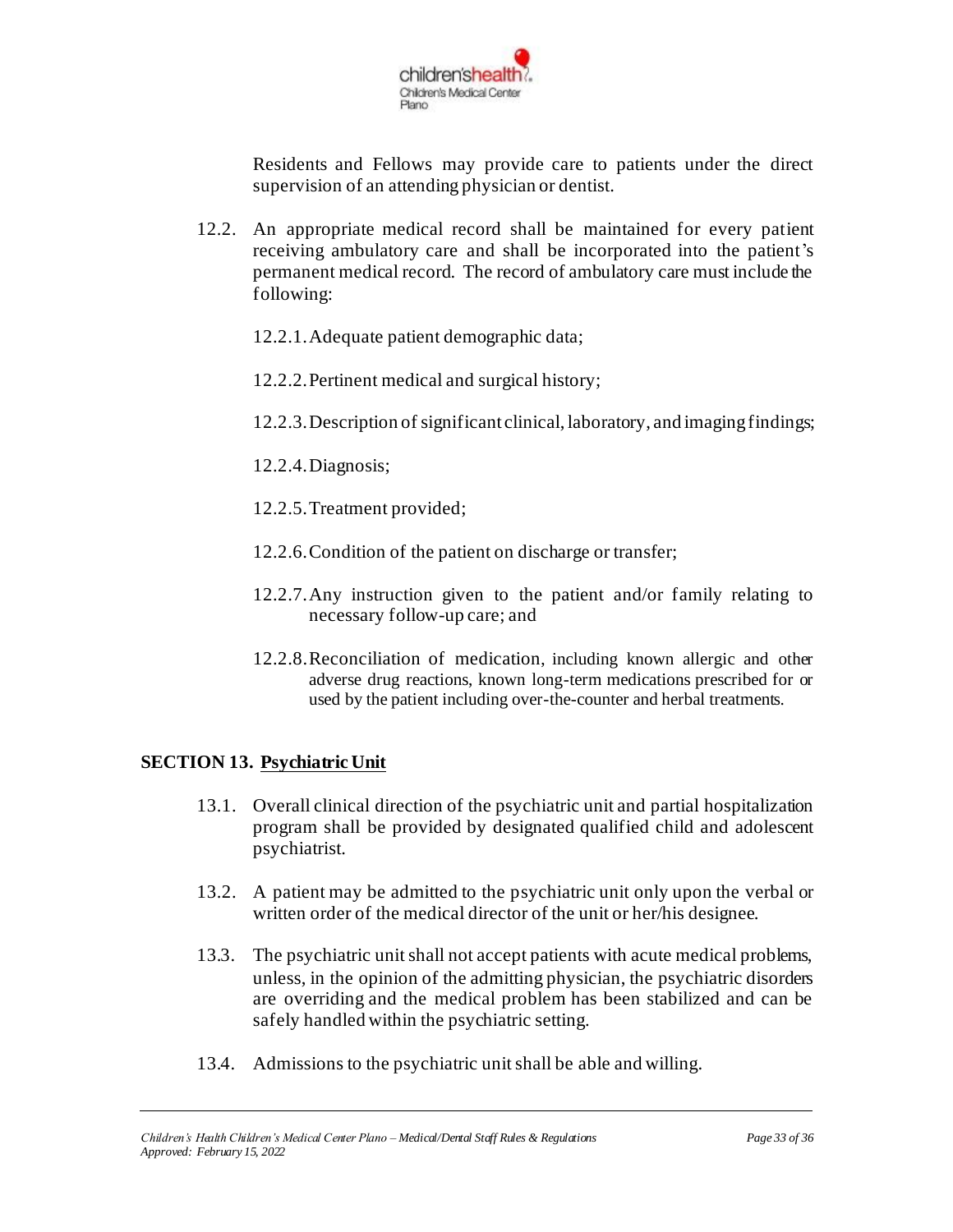Residents and Fellows may provide care to patients under the direct supervision of an attending physician or dentist.

12.2. An appropriate medical record shall be maintained for every patient receiving ambulatory care and shall be incorporated into the patient's permanent medical record. The record of ambulatory care must include the following:

12.2.1. Adequate patient demographic data;

12.2.2. Pertinent medical and surgical history;

12.2.3. Description of significant clinical, laboratory, and imaging findings;

12.2.4. Diagnosis;

12.2.5. Treatment provided;

12.2.6. Condition of the patient on discharge or transfer;

12.2.7. Any instruction given to the patient and/or family relating to necessary follow-up care; and

12.2.8. Reconciliation of medication, including known allergic and other adverse drug reactions, known long-term medications prescribed for or used by the patient including over-the-counter and herbal treatments.

## SECTION 13. Psychiatric Unit

13.1. Overall clinical direction of the psychiatric unit and partial hospitalization program shall be provided by designated qualified child and adolescent psychiatrist.

13.2. A patient may be admitted to the psychiatric unit only upon the verbal or written order of the medical director of the unit or her/his designee.

13.3. The psychiatric unit shall not accept patients with acute medical problems, unless, in the opinion of the admitting physician, the psychiatric disorders are overriding and the medical problem has been stabilized and can be safely handled within the psychiatric setting.

13.4. Admissions to the psychiatric unit shall be able and willing.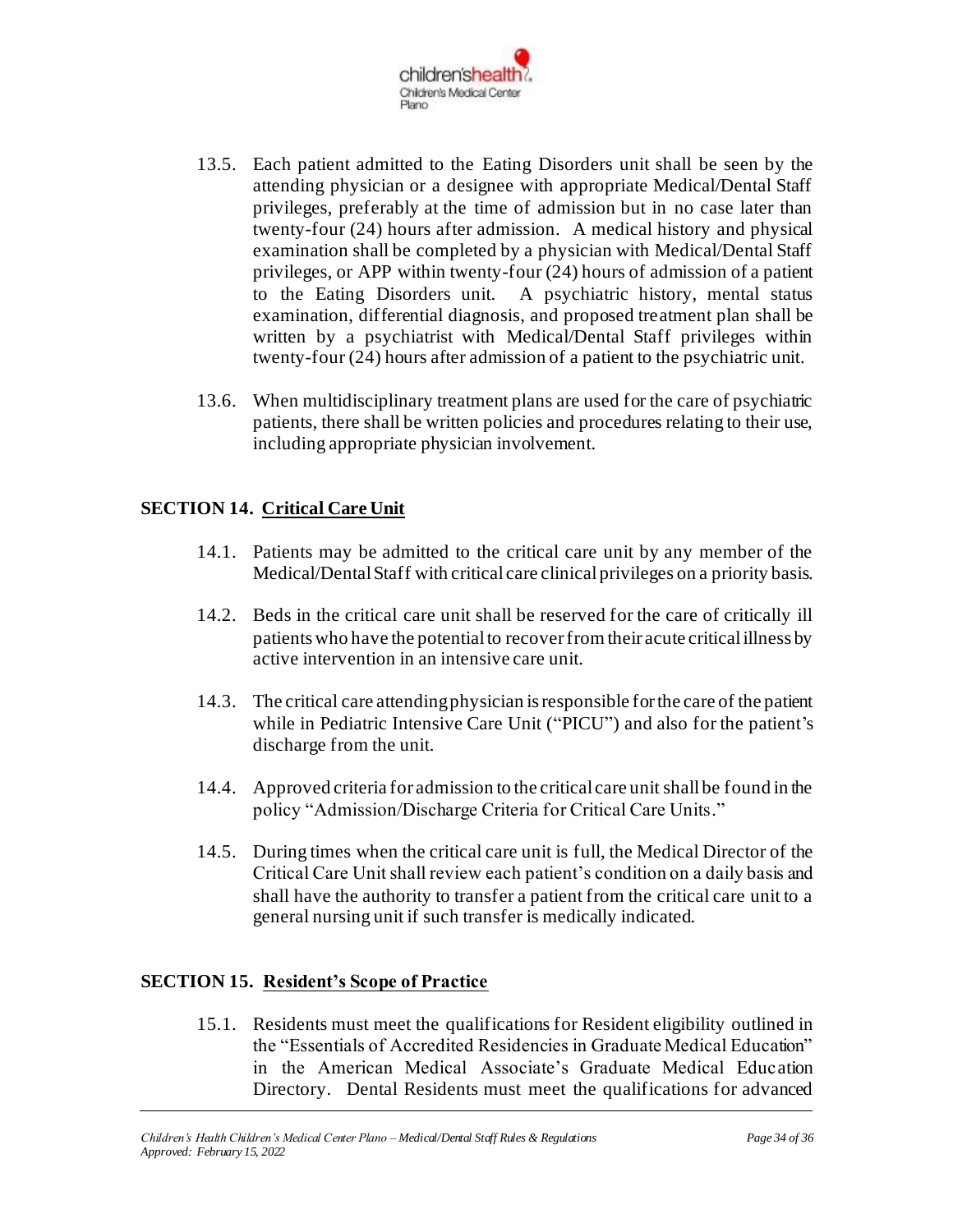13.5. Each patient admitted to the Eating Disorders unit shall be seen by the attending physician or a designee with appropriate Medical/Dental Staff privileges, preferably at the time of admission but in no case later than twenty-four (24) hours after admission. A medical history and physical examination shall be completed by a physician with Medical/Dental Staff privileges, or APP within twenty-four (24) hours of admission of a patient to the Eating Disorders unit. A psychiatric history, mental status examination, differential diagnosis, and proposed treatment plan shall be written by a psychiatrist with Medical/Dental Staff privileges within twenty-four (24) hours after admission of a patient to the psychiatric unit.

13.6. When multidisciplinary treatment plans are used for the care of psychiatric patients, there shall be written policies and procedures relating to their use, including appropriate physician involvement.

## SECTION 14. Critical Care Unit

14.1. Patients may be admitted to the critical care unit by any member of the Medical/Dental Staff with critical care clinical privileges on a priority basis.

14.2. Beds in the critical care unit shall be reserved for the care of critically ill patients who have the potential to recover from their acute critical illness by active intervention in an intensive care unit.

14.3. The critical care attending physician is responsible for the care of the patient while in Pediatric Intensive Care Unit ("PICU") and also for the patient's discharge from the unit.

14.4. Approved criteria for admission to the critical care unit shall be found in the policy "Admission/Discharge Criteria for Critical Care Units."

14.5. During times when the critical care unit is full, the Medical Director of the Critical Care Unit shall review each patient's condition on a daily basis and shall have the authority to transfer a patient from the critical care unit to a general nursing unit if such transfer is medically indicated.

## SECTION 15. Resident's Scope of Practice

15.1. Residents must meet the qualifications for Resident eligibility outlined in the "Essentials of Accredited Residencies in Graduate Medical Education" in the American Medical Associate's Graduate Medical Education Directory. Dental Residents must meet the qualifications for advanced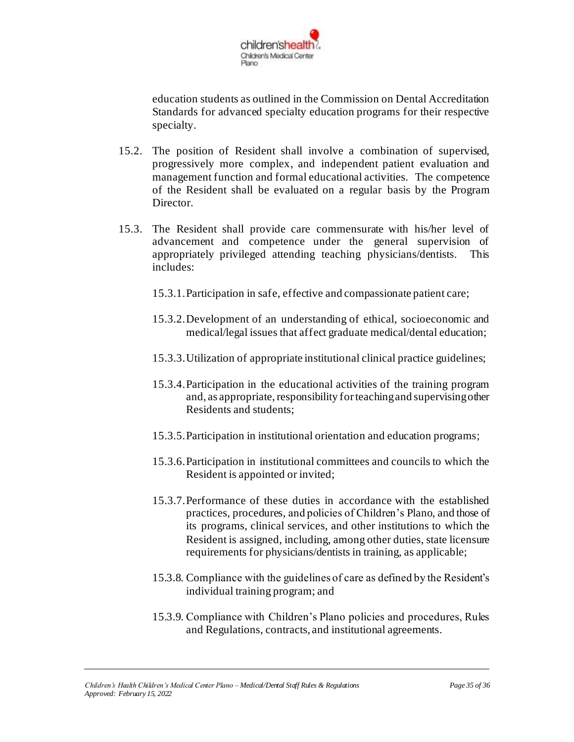education students as outlined in the Commission on Dental Accreditation Standards for advanced specialty education programs for their respective specialty.

15.2. The position of Resident shall involve a combination of supervised, progressively more complex, and independent patient evaluation and management function and formal educational activities. The competence of the Resident shall be evaluated on a regular basis by the Program Director.

15.3. The Resident shall provide care commensurate with his/her level of advancement and competence under the general supervision of appropriately privileged attending teaching physicians/dentists. This includes:

15.3.1. Participation in safe, effective and compassionate patient care;

15.3.2. Development of an understanding of ethical, socioeconomic and medical/legal issues that affect graduate medical/dental education;

15.3.3. Utilization of appropriate institutional clinical practice guidelines;

15.3.4. Participation in the educational activities of the training program and, as appropriate, responsibility for teaching and supervising other Residents and students;

15.3.5. Participation in institutional orientation and education programs;

15.3.6. Participation in institutional committees and councils to which the Resident is appointed or invited;

15.3.7. Performance of these duties in accordance with the established practices, procedures, and policies of Children's Plano, and those of its programs, clinical services, and other institutions to which the Resident is assigned, including, among other duties, state licensure requirements for physicians/dentists in training, as applicable;

15.3.8. Compliance with the guidelines of care as defined by the Resident's individual training program; and

15.3.9. Compliance with Children's Plano policies and procedures, Rules and Regulations, contracts, and institutional agreements.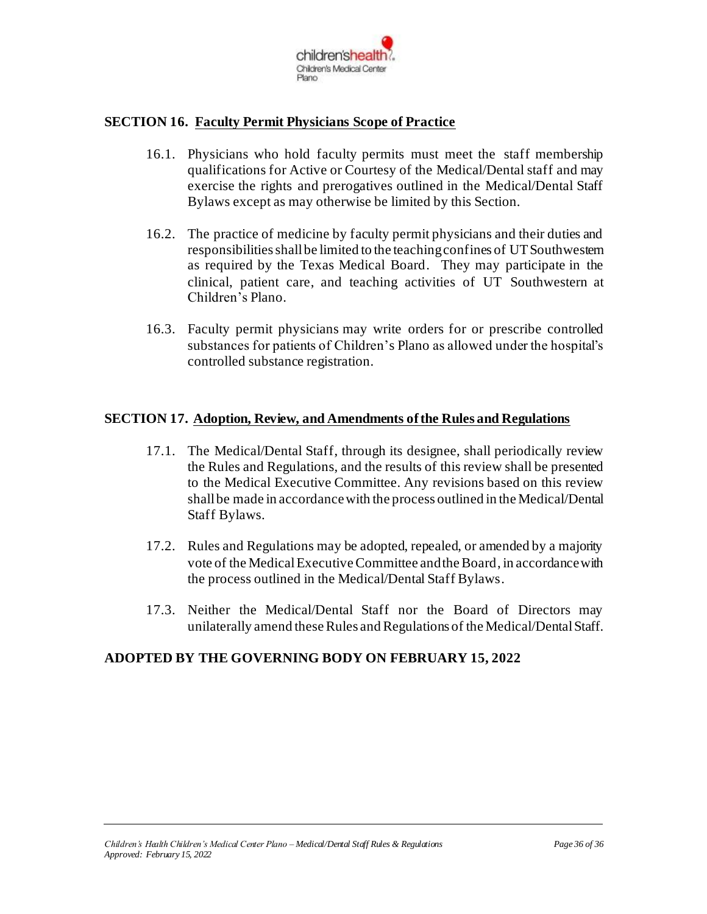## SECTION 16. Faculty Permit Physicians Scope of Practice

16.1. Physicians who hold faculty permits must meet the staff membership qualifications for Active or Courtesy of the Medical/Dental staff and may exercise the rights and prerogatives outlined in the Medical/Dental Staff Bylaws except as may otherwise be limited by this Section.

16.2. The practice of medicine by faculty permit physicians and their duties and responsibilities shall be limited to the teaching confines of UT Southwestern as required by the Texas Medical Board. They may participate in the clinical, patient care, and teaching activities of UT Southwestern at Children's Plano.

16.3. Faculty permit physicians may write orders for or prescribe controlled substances for patients of Children's Plano as allowed under the hospital's controlled substance registration.

## SECTION 17. Adoption, Review, and Amendments of the Rules and Regulations

17.1. The Medical/Dental Staff, through its designee, shall periodically review the Rules and Regulations, and the results of this review shall be presented to the Medical Executive Committee. Any revisions based on this review shall be made in accordance with the process outlined in the Medical/Dental Staff Bylaws.

17.2. Rules and Regulations may be adopted, repealed, or amended by a majority vote of the Medical Executive Committee and the Board, in accordance with the process outlined in the Medical/Dental Staff Bylaws.

17.3. Neither the Medical/Dental Staff nor the Board of Directors may unilaterally amend these Rules and Regulations of the Medical/Dental Staff.

**ADOPTED BY THE GOVERNING BODY ON FEBRUARY 15, 2022**